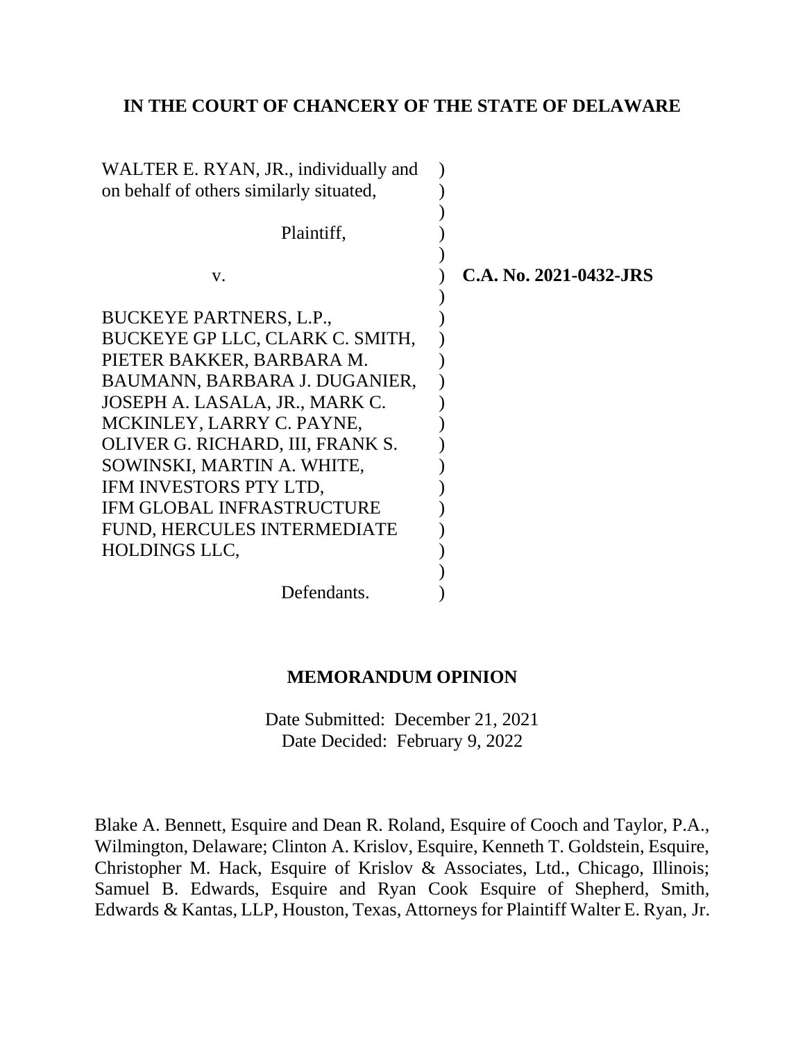**IN THE COURT OF CHANCERY OF THE STATE OF DELAWARE**

WALTER E. RYAN, JR., individually and on behalf of others similarly situated,

Plaintiff,

v.

BUCKEYE PARTNERS, L.P., BUCKEYE GP LLC, CLARK C. SMITH, PIETER BAKKER, BARBARA M. BAUMANN, BARBARA J. DUGANIER, JOSEPH A. LASALA, JR., MARK C. MCKINLEY, LARRY C. PAYNE, OLIVER G. RICHARD, III, FRANK S. SOWINSKI, MARTIN A. WHITE, IFM INVESTORS PTY LTD, IFM GLOBAL INFRASTRUCTURE FUND, HERCULES INTERMEDIATE HOLDINGS LLC,

Defendants.

**C.A. No. 2021-0432-JRS**

**MEMORANDUM OPINION**

Date Submitted: December 21, 2021
Date Decided: February 9, 2022

Blake A. Bennett, Esquire and Dean R. Roland, Esquire of Cooch and Taylor, P.A., Wilmington, Delaware; Clinton A. Krislov, Esquire, Kenneth T. Goldstein, Esquire, Christopher M. Hack, Esquire of Krislov & Associates, Ltd., Chicago, Illinois; Samuel B. Edwards, Esquire and Ryan Cook Esquire of Shepherd, Smith, Edwards & Kantas, LLP, Houston, Texas, Attorneys for Plaintiff Walter E. Ryan, Jr.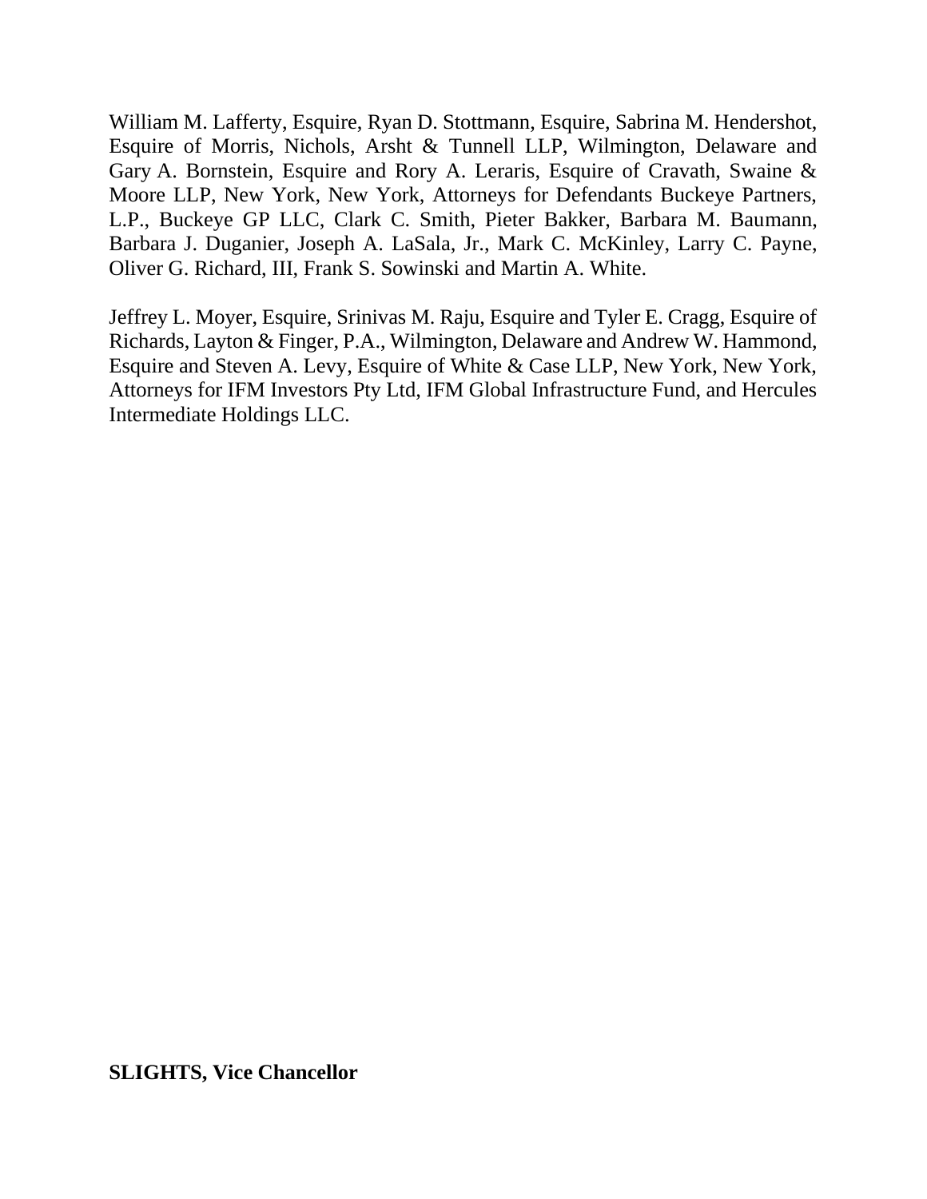William M. Lafferty, Esquire, Ryan D. Stottmann, Esquire, Sabrina M. Hendershot, Esquire of Morris, Nichols, Arsht & Tunnell LLP, Wilmington, Delaware and Gary A. Bornstein, Esquire and Rory A. Leraris, Esquire of Cravath, Swaine & Moore LLP, New York, New York, Attorneys for Defendants Buckeye Partners, L.P., Buckeye GP LLC, Clark C. Smith, Pieter Bakker, Barbara M. Baumann, Barbara J. Duganier, Joseph A. LaSala, Jr., Mark C. McKinley, Larry C. Payne, Oliver G. Richard, III, Frank S. Sowinski and Martin A. White.

Jeffrey L. Moyer, Esquire, Srinivas M. Raju, Esquire and Tyler E. Cragg, Esquire of Richards, Layton & Finger, P.A., Wilmington, Delaware and Andrew W. Hammond, Esquire and Steven A. Levy, Esquire of White & Case LLP, New York, New York, Attorneys for IFM Investors Pty Ltd, IFM Global Infrastructure Fund, and Hercules Intermediate Holdings LLC.

**SLIGHTS, Vice Chancellor**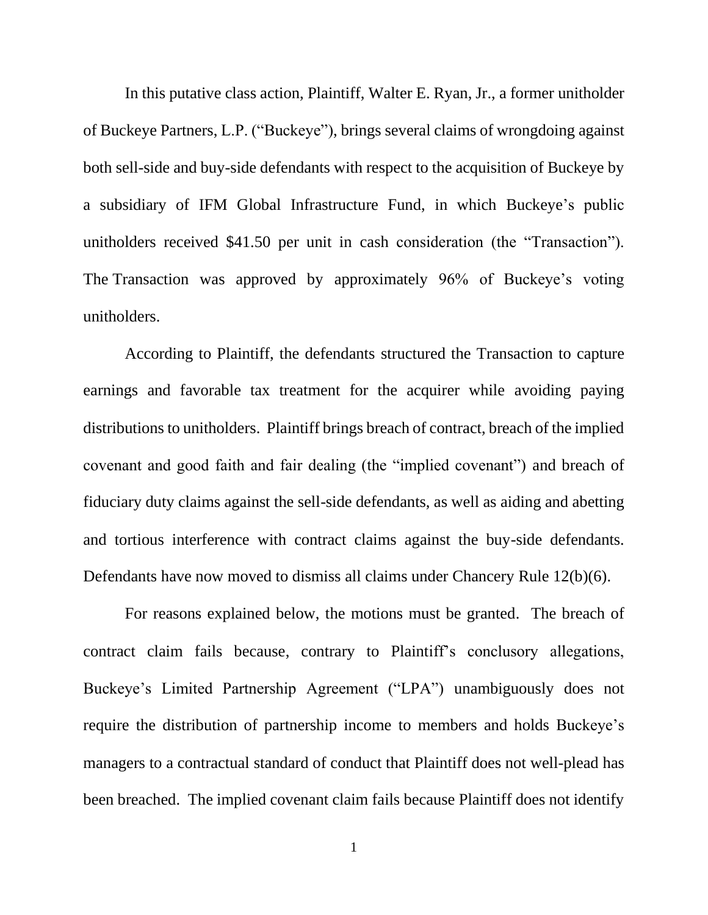In this putative class action, Plaintiff, Walter E. Ryan, Jr., a former unitholder of Buckeye Partners, L.P. ("Buckeye"), brings several claims of wrongdoing against both sell-side and buy-side defendants with respect to the acquisition of Buckeye by a subsidiary of IFM Global Infrastructure Fund, in which Buckeye's public unitholders received $41.50 per unit in cash consideration (the "Transaction"). The Transaction was approved by approximately 96% of Buckeye's voting unitholders.

According to Plaintiff, the defendants structured the Transaction to capture earnings and favorable tax treatment for the acquirer while avoiding paying distributions to unitholders. Plaintiff brings breach of contract, breach of the implied covenant and good faith and fair dealing (the "implied covenant") and breach of fiduciary duty claims against the sell-side defendants, as well as aiding and abetting and tortious interference with contract claims against the buy-side defendants. Defendants have now moved to dismiss all claims under Chancery Rule 12(b)(6).

For reasons explained below, the motions must be granted. The breach of contract claim fails because, contrary to Plaintiff's conclusory allegations, Buckeye's Limited Partnership Agreement ("LPA") unambiguously does not require the distribution of partnership income to members and holds Buckeye's managers to a contractual standard of conduct that Plaintiff does not well-plead has been breached. The implied covenant claim fails because Plaintiff does not identify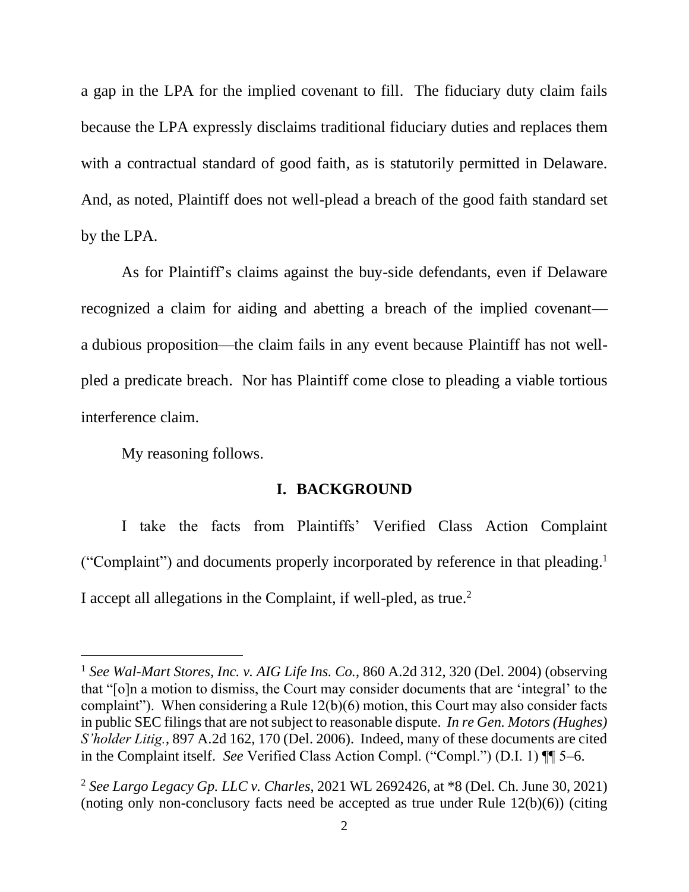a gap in the LPA for the implied covenant to fill. The fiduciary duty claim fails because the LPA expressly disclaims traditional fiduciary duties and replaces them with a contractual standard of good faith, as is statutorily permitted in Delaware. And, as noted, Plaintiff does not well-plead a breach of the good faith standard set by the LPA.

As for Plaintiff's claims against the buy-side defendants, even if Delaware recognized a claim for aiding and abetting a breach of the implied covenant—a dubious proposition—the claim fails in any event because Plaintiff has not well-pled a predicate breach. Nor has Plaintiff come close to pleading a viable tortious interference claim.

My reasoning follows.

## I. BACKGROUND

I take the facts from Plaintiffs' Verified Class Action Complaint ("Complaint") and documents properly incorporated by reference in that pleading.[1] I accept all allegations in the Complaint, if well-pled, as true.[2]

---

[1] *See Wal-Mart Stores, Inc. v. AIG Life Ins. Co.*, 860 A.2d 312, 320 (Del. 2004) (observing that "[o]n a motion to dismiss, the Court may consider documents that are 'integral' to the complaint"). When considering a Rule 12(b)(6) motion, this Court may also consider facts in public SEC filings that are not subject to reasonable dispute. *In re Gen. Motors (Hughes) S'holder Litig.*, 897 A.2d 162, 170 (Del. 2006). Indeed, many of these documents are cited in the Complaint itself. *See* Verified Class Action Compl. ("Compl.") (D.I. 1) ¶¶ 5–6.

[2] *See Largo Legacy Gp. LLC v. Charles*, 2021 WL 2692426, at *8 (Del. Ch. June 30, 2021) (noting only non-conclusory facts need be accepted as true under Rule 12(b)(6)) (citing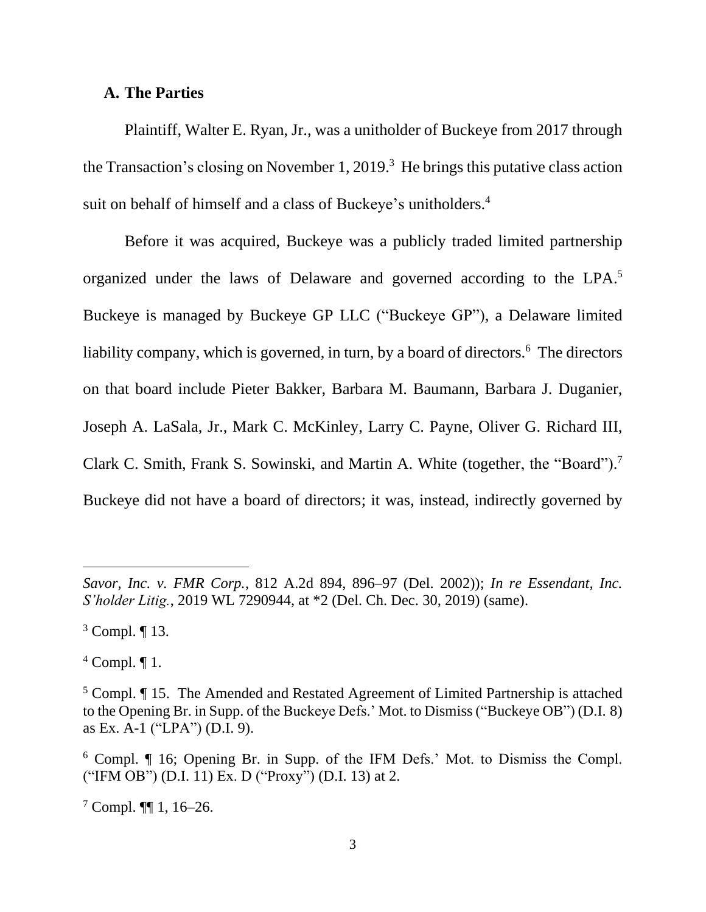### A. The Parties

Plaintiff, Walter E. Ryan, Jr., was a unitholder of Buckeye from 2017 through the Transaction's closing on November 1, 2019.[3] He brings this putative class action suit on behalf of himself and a class of Buckeye's unitholders.[4]

Before it was acquired, Buckeye was a publicly traded limited partnership organized under the laws of Delaware and governed according to the LPA.[5] Buckeye is managed by Buckeye GP LLC ("Buckeye GP"), a Delaware limited liability company, which is governed, in turn, by a board of directors.[6] The directors on that board include Pieter Bakker, Barbara M. Baumann, Barbara J. Duganier, Joseph A. LaSala, Jr., Mark C. McKinley, Larry C. Payne, Oliver G. Richard III, Clark C. Smith, Frank S. Sowinski, and Martin A. White (together, the "Board").[7] Buckeye did not have a board of directors; it was, instead, indirectly governed by

---

*Savor, Inc. v. FMR Corp.*, 812 A.2d 894, 896–97 (Del. 2002)); *In re Essendant, Inc. S'holder Litig.*, 2019 WL 7290944, at *2 (Del. Ch. Dec. 30, 2019) (same).

[3] Compl. ¶ 13.

[4] Compl. ¶ 1.

[5] Compl. ¶ 15. The Amended and Restated Agreement of Limited Partnership is attached to the Opening Br. in Supp. of the Buckeye Defs.' Mot. to Dismiss ("Buckeye OB") (D.I. 8) as Ex. A-1 ("LPA") (D.I. 9).

[6] Compl. ¶ 16; Opening Br. in Supp. of the IFM Defs.' Mot. to Dismiss the Compl. ("IFM OB") (D.I. 11) Ex. D ("Proxy") (D.I. 13) at 2.

[7] Compl. ¶¶ 1, 16–26.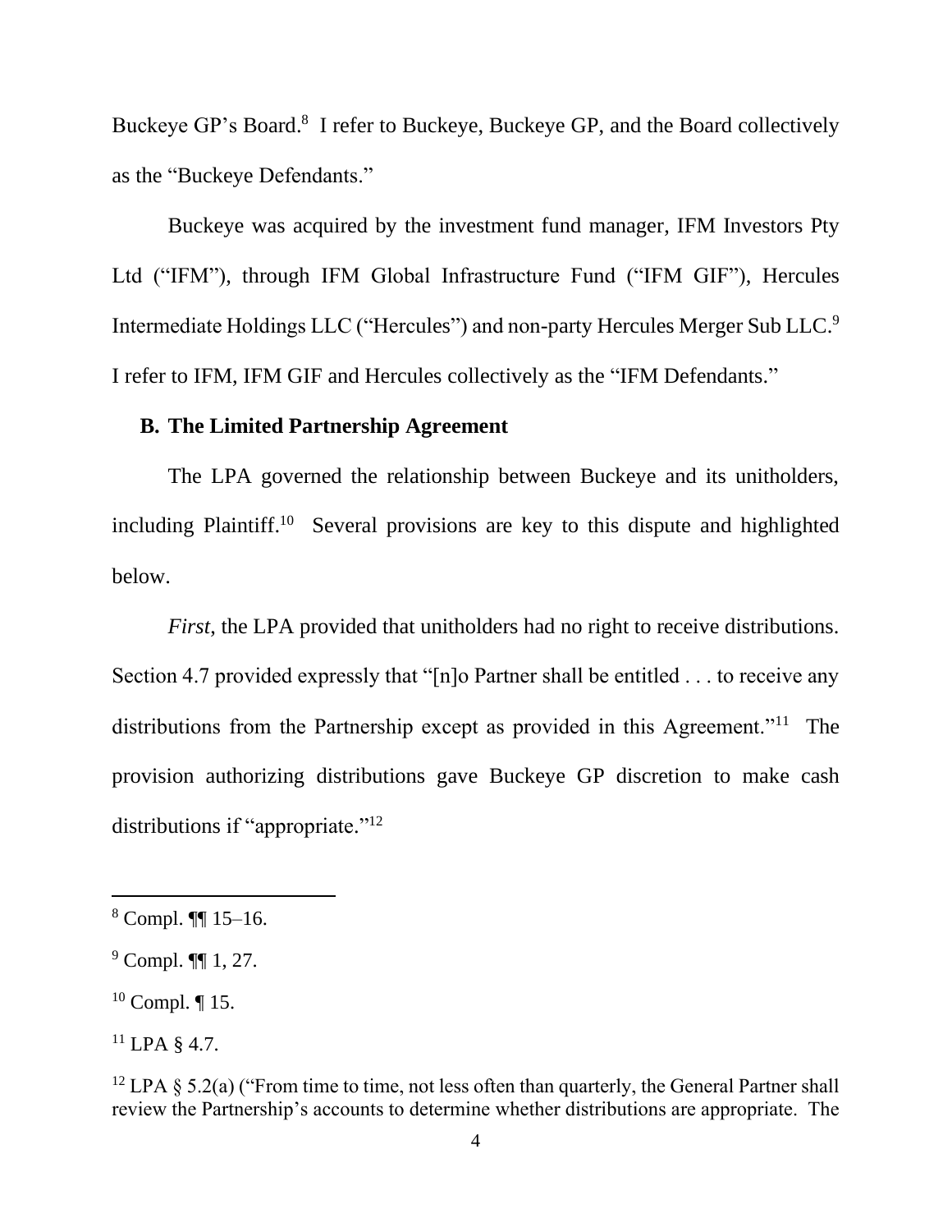Buckeye GP's Board.[8] I refer to Buckeye, Buckeye GP, and the Board collectively as the "Buckeye Defendants."

Buckeye was acquired by the investment fund manager, IFM Investors Pty Ltd ("IFM"), through IFM Global Infrastructure Fund ("IFM GIF"), Hercules Intermediate Holdings LLC ("Hercules") and non-party Hercules Merger Sub LLC.[9] I refer to IFM, IFM GIF and Hercules collectively as the "IFM Defendants."

### B. The Limited Partnership Agreement

The LPA governed the relationship between Buckeye and its unitholders, including Plaintiff.[10] Several provisions are key to this dispute and highlighted below.

*First*, the LPA provided that unitholders had no right to receive distributions. Section 4.7 provided expressly that "[n]o Partner shall be entitled . . . to receive any distributions from the Partnership except as provided in this Agreement."[11] The provision authorizing distributions gave Buckeye GP discretion to make cash distributions if "appropriate."[12]

---

[8] Compl. ¶¶ 15–16.

[9] Compl. ¶¶ 1, 27.

[10] Compl. ¶ 15.

[11] LPA § 4.7.

[12] LPA § 5.2(a) ("From time to time, not less often than quarterly, the General Partner shall review the Partnership's accounts to determine whether distributions are appropriate. The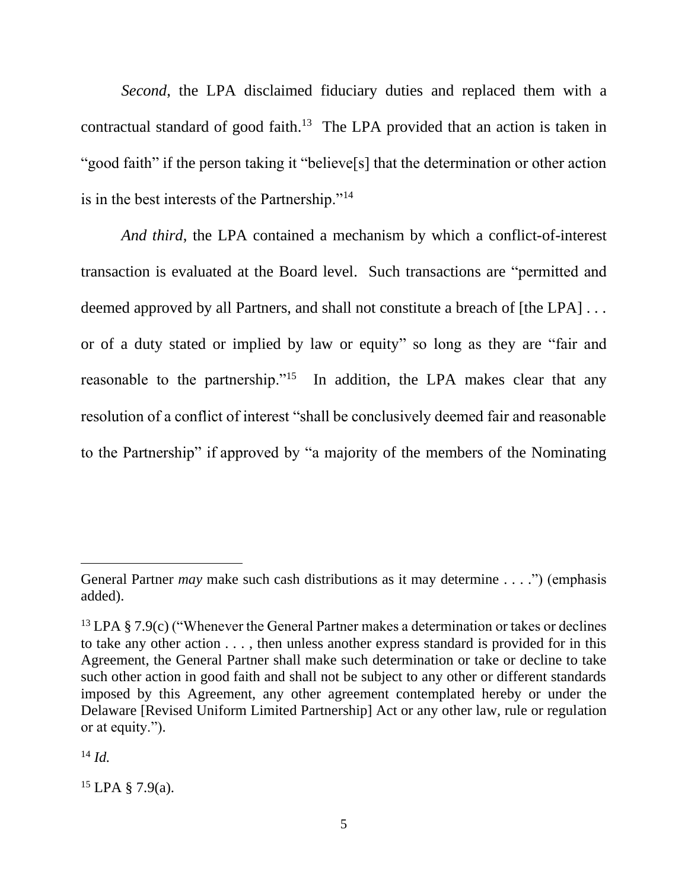*Second*, the LPA disclaimed fiduciary duties and replaced them with a contractual standard of good faith.[13] The LPA provided that an action is taken in "good faith" if the person taking it "believe[s] that the determination or other action is in the best interests of the Partnership."[14]

*And third*, the LPA contained a mechanism by which a conflict-of-interest transaction is evaluated at the Board level. Such transactions are "permitted and deemed approved by all Partners, and shall not constitute a breach of [the LPA] . . . or of a duty stated or implied by law or equity" so long as they are "fair and reasonable to the partnership."[15] In addition, the LPA makes clear that any resolution of a conflict of interest "shall be conclusively deemed fair and reasonable to the Partnership" if approved by "a majority of the members of the Nominating

---

General Partner *may* make such cash distributions as it may determine . . . .") (emphasis added).

[13] LPA § 7.9(c) ("Whenever the General Partner makes a determination or takes or declines to take any other action . . . , then unless another express standard is provided for in this Agreement, the General Partner shall make such determination or take or decline to take such other action in good faith and shall not be subject to any other or different standards imposed by this Agreement, any other agreement contemplated hereby or under the Delaware [Revised Uniform Limited Partnership] Act or any other law, rule or regulation or at equity.").

[14] *Id.*

[15] LPA § 7.9(a).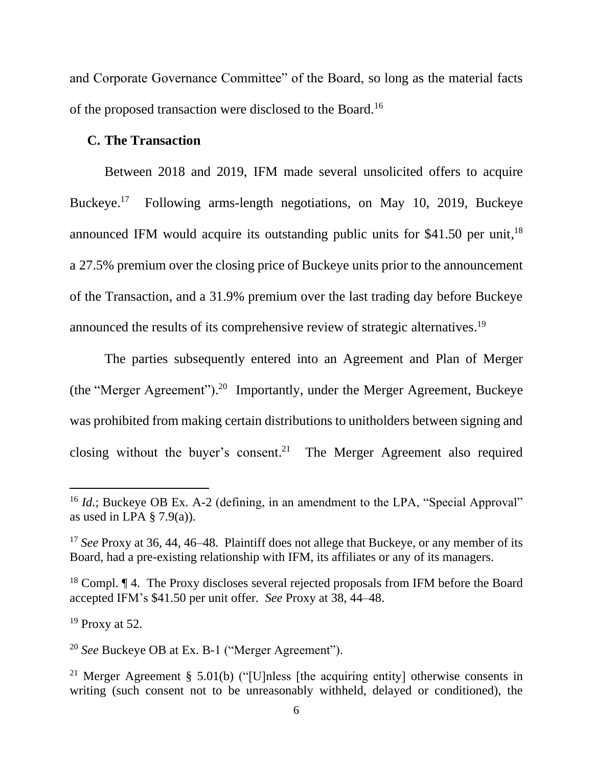and Corporate Governance Committee" of the Board, so long as the material facts of the proposed transaction were disclosed to the Board.[16]

### C. The Transaction

Between 2018 and 2019, IFM made several unsolicited offers to acquire Buckeye.[17] Following arms-length negotiations, on May 10, 2019, Buckeye announced IFM would acquire its outstanding public units for $41.50 per unit,[18] a 27.5% premium over the closing price of Buckeye units prior to the announcement of the Transaction, and a 31.9% premium over the last trading day before Buckeye announced the results of its comprehensive review of strategic alternatives.[19]

The parties subsequently entered into an Agreement and Plan of Merger (the "Merger Agreement").[20] Importantly, under the Merger Agreement, Buckeye was prohibited from making certain distributions to unitholders between signing and closing without the buyer's consent.[21] The Merger Agreement also required

---

[16] *Id.*; Buckeye OB Ex. A-2 (defining, in an amendment to the LPA, "Special Approval" as used in LPA § 7.9(a)).

[17] *See* Proxy at 36, 44, 46–48. Plaintiff does not allege that Buckeye, or any member of its Board, had a pre-existing relationship with IFM, its affiliates or any of its managers.

[18] Compl. ¶ 4. The Proxy discloses several rejected proposals from IFM before the Board accepted IFM's $41.50 per unit offer. *See* Proxy at 38, 44–48.

[19] Proxy at 52.

[20] *See* Buckeye OB at Ex. B-1 ("Merger Agreement").

[21] Merger Agreement § 5.01(b) ("[U]nless [the acquiring entity] otherwise consents in writing (such consent not to be unreasonably withheld, delayed or conditioned), the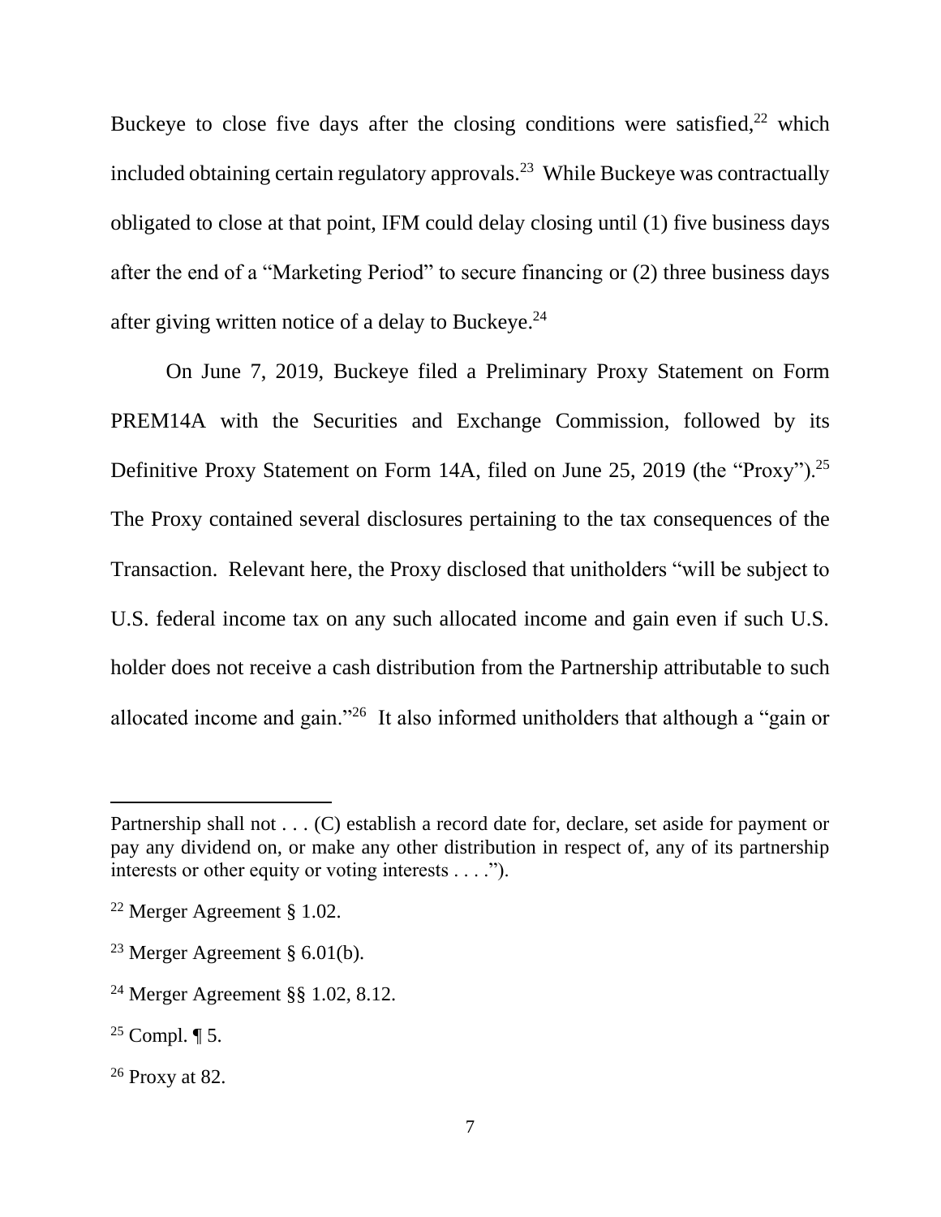Buckeye to close five days after the closing conditions were satisfied,[22] which included obtaining certain regulatory approvals.[23] While Buckeye was contractually obligated to close at that point, IFM could delay closing until (1) five business days after the end of a "Marketing Period" to secure financing or (2) three business days after giving written notice of a delay to Buckeye.[24]

On June 7, 2019, Buckeye filed a Preliminary Proxy Statement on Form PREM14A with the Securities and Exchange Commission, followed by its Definitive Proxy Statement on Form 14A, filed on June 25, 2019 (the "Proxy").[25] The Proxy contained several disclosures pertaining to the tax consequences of the Transaction. Relevant here, the Proxy disclosed that unitholders "will be subject to U.S. federal income tax on any such allocated income and gain even if such U.S. holder does not receive a cash distribution from the Partnership attributable to such allocated income and gain."[26] It also informed unitholders that although a "gain or

---

Partnership shall not . . . (C) establish a record date for, declare, set aside for payment or pay any dividend on, or make any other distribution in respect of, any of its partnership interests or other equity or voting interests . . . .").

[22] Merger Agreement § 1.02.

[23] Merger Agreement § 6.01(b).

[24] Merger Agreement §§ 1.02, 8.12.

[25] Compl. ¶ 5.

[26] Proxy at 82.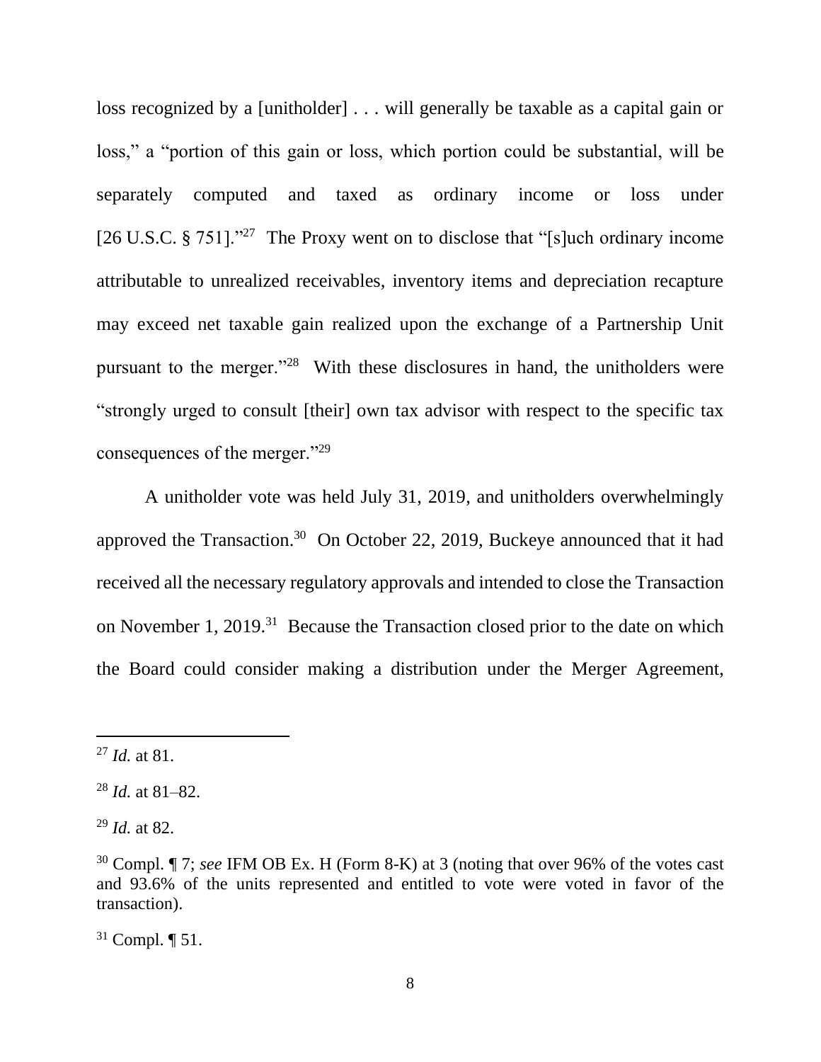loss recognized by a [unitholder] . . . will generally be taxable as a capital gain or loss," a "portion of this gain or loss, which portion could be substantial, will be separately computed and taxed as ordinary income or loss under [26 U.S.C. § 751]."[27] The Proxy went on to disclose that "[s]uch ordinary income attributable to unrealized receivables, inventory items and depreciation recapture may exceed net taxable gain realized upon the exchange of a Partnership Unit pursuant to the merger."[28] With these disclosures in hand, the unitholders were "strongly urged to consult [their] own tax advisor with respect to the specific tax consequences of the merger."[29]

A unitholder vote was held July 31, 2019, and unitholders overwhelmingly approved the Transaction.[30] On October 22, 2019, Buckeye announced that it had received all the necessary regulatory approvals and intended to close the Transaction on November 1, 2019.[31] Because the Transaction closed prior to the date on which the Board could consider making a distribution under the Merger Agreement,

---

[27] *Id.* at 81.

[28] *Id.* at 81–82.

[29] *Id.* at 82.

[30] Compl. ¶ 7; *see* IFM OB Ex. H (Form 8-K) at 3 (noting that over 96% of the votes cast and 93.6% of the units represented and entitled to vote were voted in favor of the transaction).

[31] Compl. ¶ 51.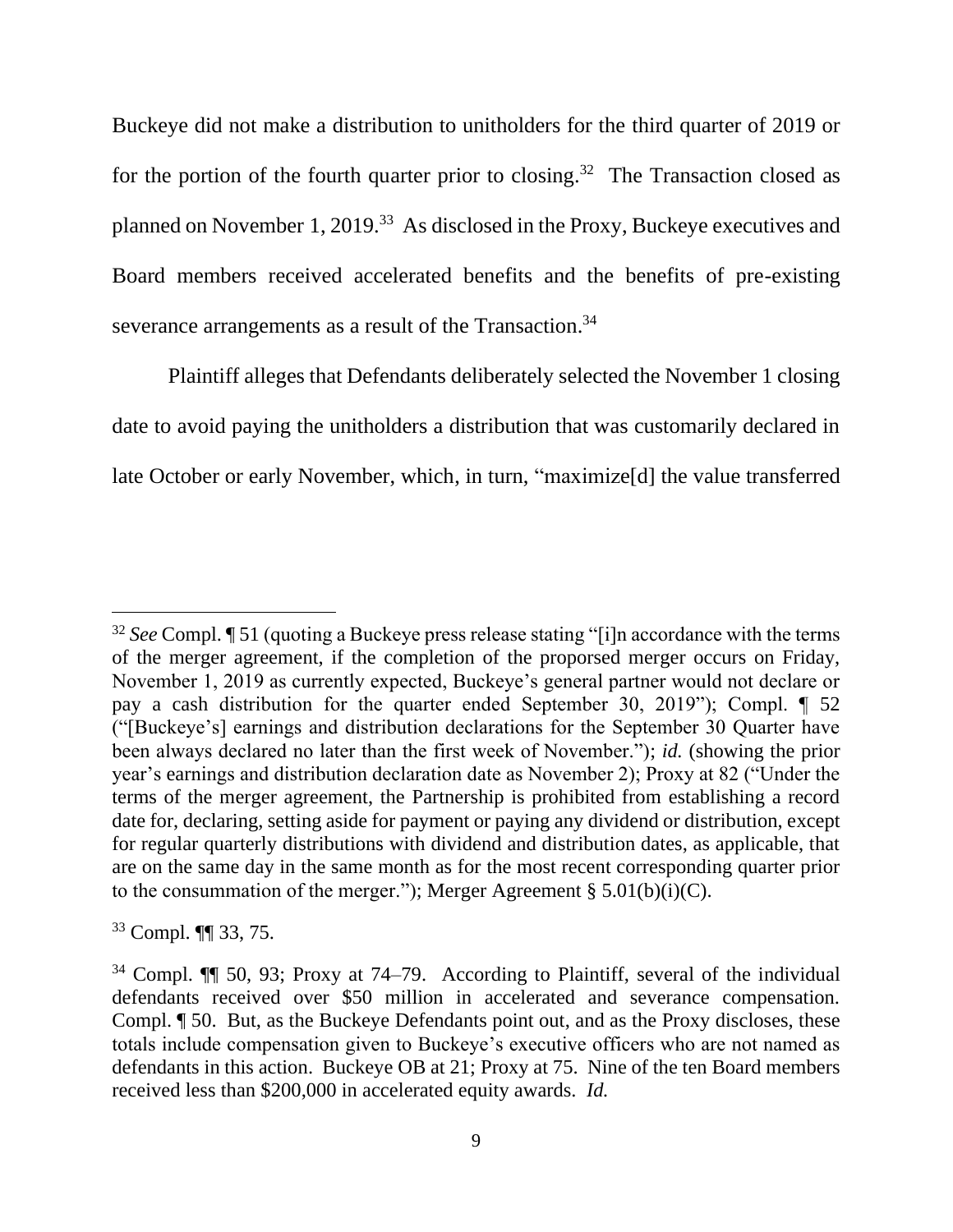Buckeye did not make a distribution to unitholders for the third quarter of 2019 or for the portion of the fourth quarter prior to closing.[32] The Transaction closed as planned on November 1, 2019.[33] As disclosed in the Proxy, Buckeye executives and Board members received accelerated benefits and the benefits of pre-existing severance arrangements as a result of the Transaction.[34]

Plaintiff alleges that Defendants deliberately selected the November 1 closing date to avoid paying the unitholders a distribution that was customarily declared in late October or early November, which, in turn, "maximize[d] the value transferred

---

[32] *See* Compl. ¶ 51 (quoting a Buckeye press release stating "[i]n accordance with the terms of the merger agreement, if the completion of the proporsed merger occurs on Friday, November 1, 2019 as currently expected, Buckeye's general partner would not declare or pay a cash distribution for the quarter ended September 30, 2019"); Compl. ¶ 52 ("[Buckeye's] earnings and distribution declarations for the September 30 Quarter have been always declared no later than the first week of November."); *id.* (showing the prior year's earnings and distribution declaration date as November 2); Proxy at 82 ("Under the terms of the merger agreement, the Partnership is prohibited from establishing a record date for, declaring, setting aside for payment or paying any dividend or distribution, except for regular quarterly distributions with dividend and distribution dates, as applicable, that are on the same day in the same month as for the most recent corresponding quarter prior to the consummation of the merger."); Merger Agreement § 5.01(b)(i)(C).

[33] Compl. ¶¶ 33, 75.

[34] Compl. ¶¶ 50, 93; Proxy at 74–79. According to Plaintiff, several of the individual defendants received over $50 million in accelerated and severance compensation. Compl. ¶ 50. But, as the Buckeye Defendants point out, and as the Proxy discloses, these totals include compensation given to Buckeye's executive officers who are not named as defendants in this action. Buckeye OB at 21; Proxy at 75. Nine of the ten Board members received less than $200,000 in accelerated equity awards. *Id.*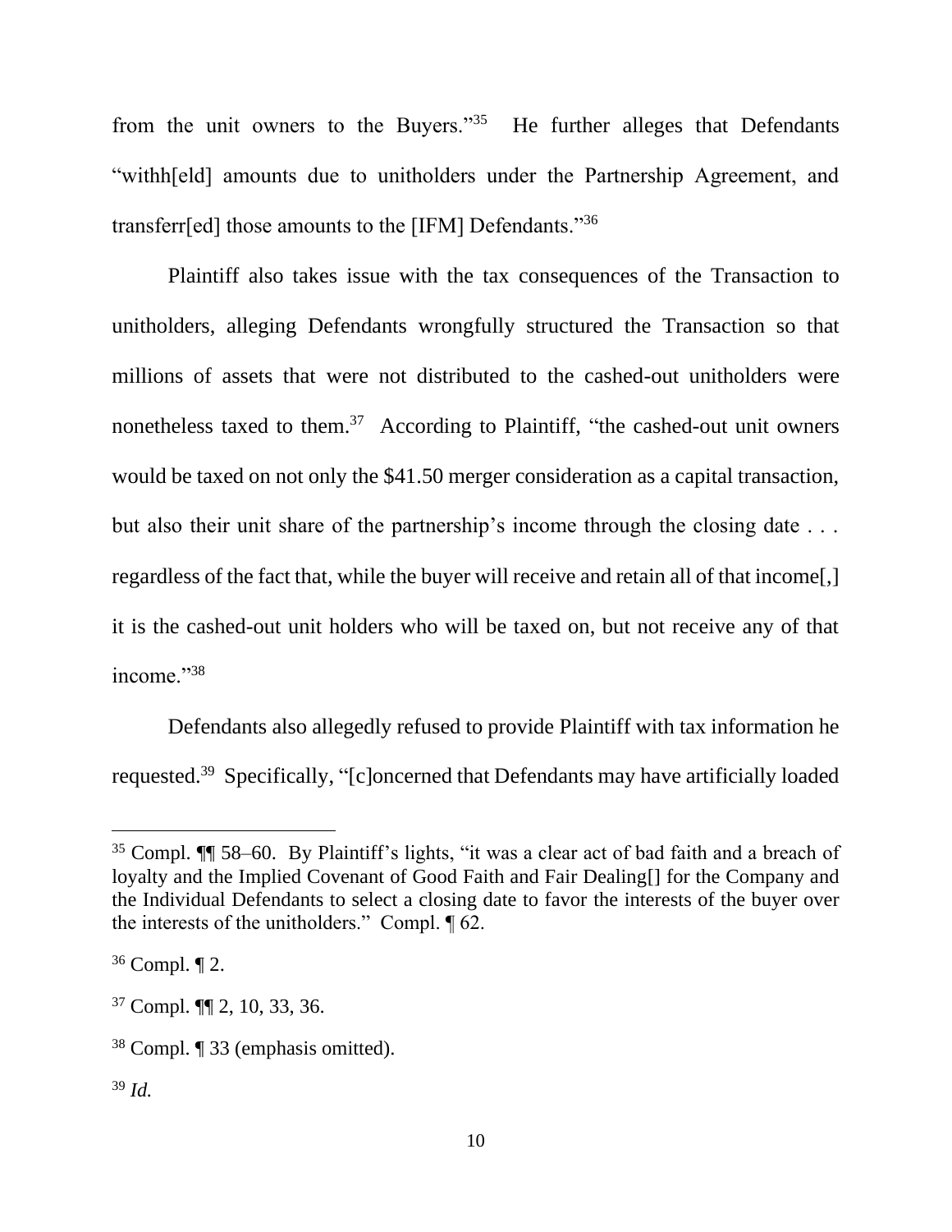from the unit owners to the Buyers."[35] He further alleges that Defendants "withh[eld] amounts due to unitholders under the Partnership Agreement, and transferr[ed] those amounts to the [IFM] Defendants."[36]

Plaintiff also takes issue with the tax consequences of the Transaction to unitholders, alleging Defendants wrongfully structured the Transaction so that millions of assets that were not distributed to the cashed-out unitholders were nonetheless taxed to them.[37] According to Plaintiff, "the cashed-out unit owners would be taxed on not only the $41.50 merger consideration as a capital transaction, but also their unit share of the partnership's income through the closing date . . . regardless of the fact that, while the buyer will receive and retain all of that income[,] it is the cashed-out unit holders who will be taxed on, but not receive any of that income."[38]

Defendants also allegedly refused to provide Plaintiff with tax information he requested.[39] Specifically, "[c]oncerned that Defendants may have artificially loaded

---

[35] Compl. ¶¶ 58–60. By Plaintiff's lights, "it was a clear act of bad faith and a breach of loyalty and the Implied Covenant of Good Faith and Fair Dealing[] for the Company and the Individual Defendants to select a closing date to favor the interests of the buyer over the interests of the unitholders." Compl. ¶ 62.

[36] Compl. ¶ 2.

[37] Compl. ¶¶ 2, 10, 33, 36.

[38] Compl. ¶ 33 (emphasis omitted).

[39] *Id.*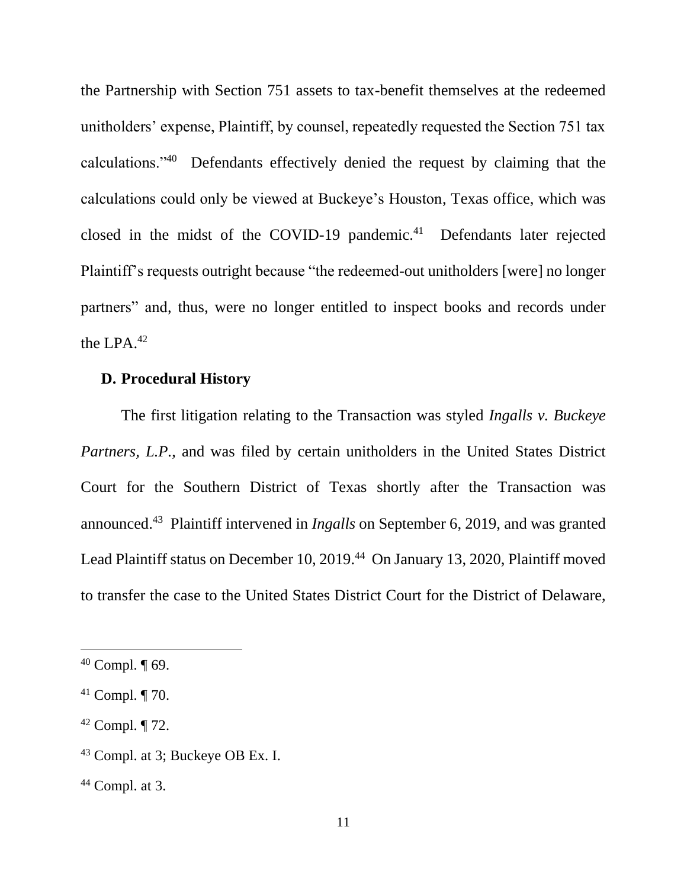the Partnership with Section 751 assets to tax-benefit themselves at the redeemed unitholders' expense, Plaintiff, by counsel, repeatedly requested the Section 751 tax calculations."[40] Defendants effectively denied the request by claiming that the calculations could only be viewed at Buckeye's Houston, Texas office, which was closed in the midst of the COVID-19 pandemic.[41] Defendants later rejected Plaintiff's requests outright because "the redeemed-out unitholders [were] no longer partners" and, thus, were no longer entitled to inspect books and records under the LPA.[42]

### D. Procedural History

The first litigation relating to the Transaction was styled *Ingalls v. Buckeye Partners, L.P.*, and was filed by certain unitholders in the United States District Court for the Southern District of Texas shortly after the Transaction was announced.[43] Plaintiff intervened in *Ingalls* on September 6, 2019, and was granted Lead Plaintiff status on December 10, 2019.[44] On January 13, 2020, Plaintiff moved to transfer the case to the United States District Court for the District of Delaware,

---

[40] Compl. ¶ 69.

[41] Compl. ¶ 70.

[42] Compl. ¶ 72.

[43] Compl. at 3; Buckeye OB Ex. I.

[44] Compl. at 3.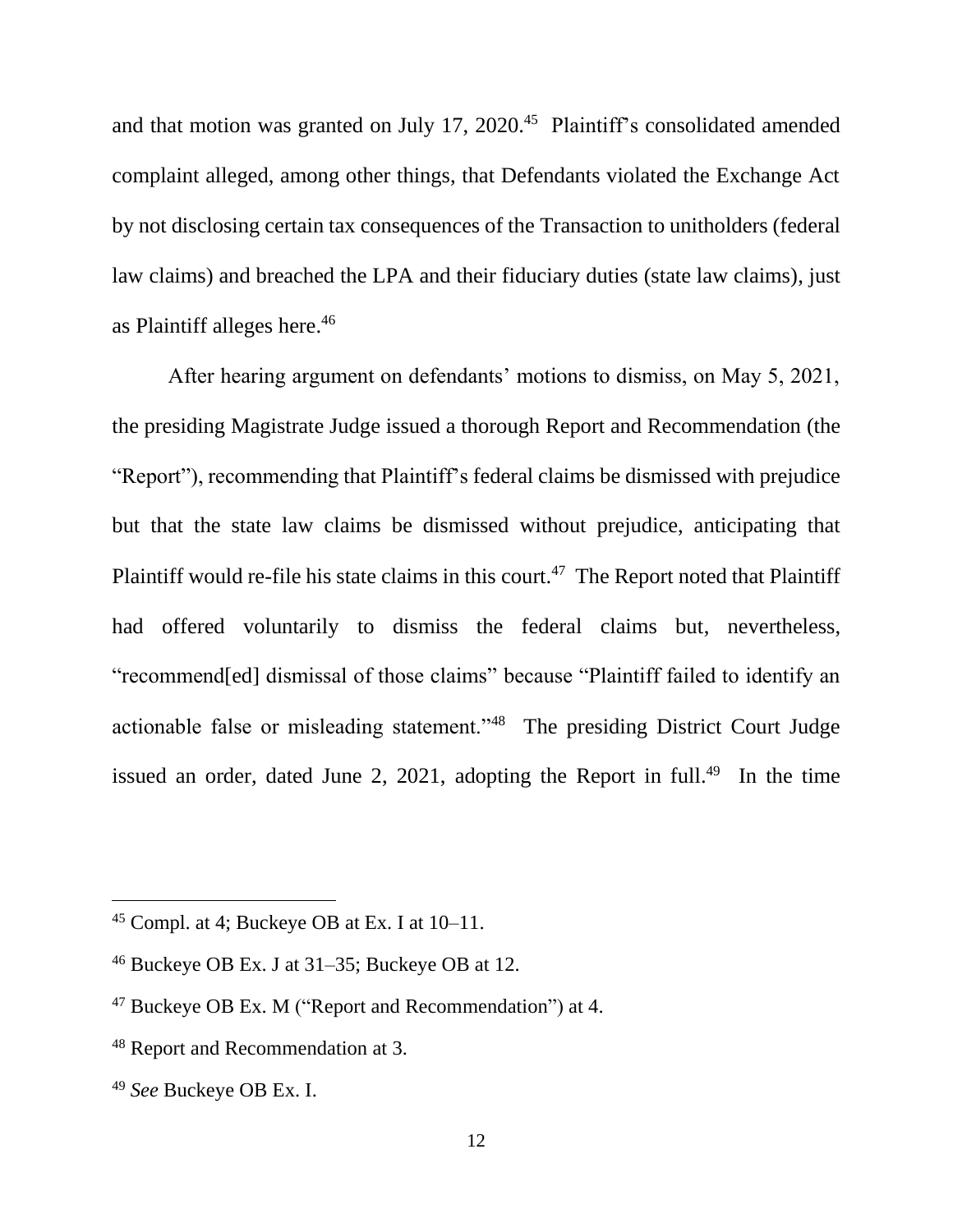and that motion was granted on July 17, 2020.[45] Plaintiff's consolidated amended complaint alleged, among other things, that Defendants violated the Exchange Act by not disclosing certain tax consequences of the Transaction to unitholders (federal law claims) and breached the LPA and their fiduciary duties (state law claims), just as Plaintiff alleges here.[46]

After hearing argument on defendants' motions to dismiss, on May 5, 2021, the presiding Magistrate Judge issued a thorough Report and Recommendation (the "Report"), recommending that Plaintiff's federal claims be dismissed with prejudice but that the state law claims be dismissed without prejudice, anticipating that Plaintiff would re-file his state claims in this court.[47] The Report noted that Plaintiff had offered voluntarily to dismiss the federal claims but, nevertheless, "recommend[ed] dismissal of those claims" because "Plaintiff failed to identify an actionable false or misleading statement."[48] The presiding District Court Judge issued an order, dated June 2, 2021, adopting the Report in full.[49] In the time

---

[45] Compl. at 4; Buckeye OB at Ex. I at 10–11.

[46] Buckeye OB Ex. J at 31–35; Buckeye OB at 12.

[47] Buckeye OB Ex. M ("Report and Recommendation") at 4.

[48] Report and Recommendation at 3.

[49] *See* Buckeye OB Ex. I.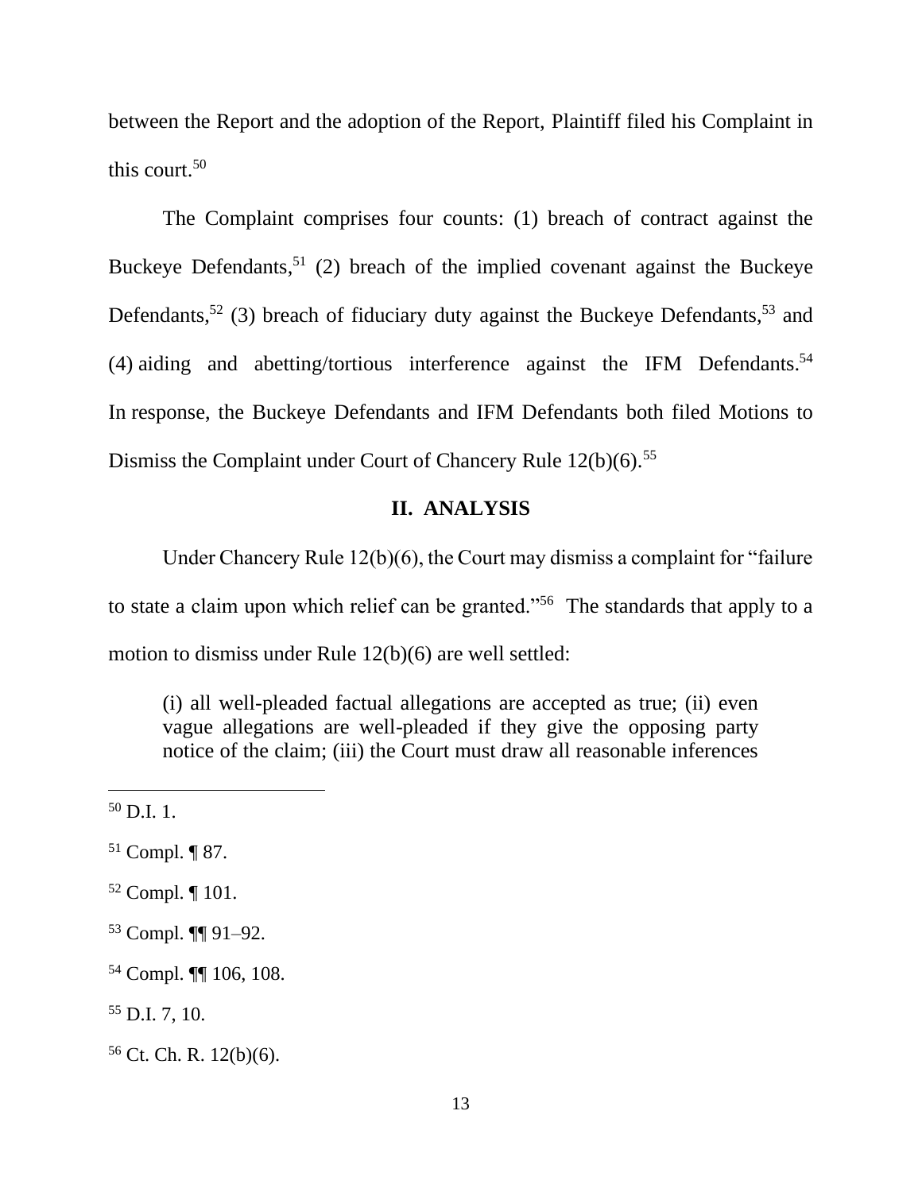between the Report and the adoption of the Report, Plaintiff filed his Complaint in this court.[50]

The Complaint comprises four counts: (1) breach of contract against the Buckeye Defendants,[51] (2) breach of the implied covenant against the Buckeye Defendants,[52] (3) breach of fiduciary duty against the Buckeye Defendants,[53] and (4) aiding and abetting/tortious interference against the IFM Defendants.[54] In response, the Buckeye Defendants and IFM Defendants both filed Motions to Dismiss the Complaint under Court of Chancery Rule 12(b)(6).[55]

## II. ANALYSIS

Under Chancery Rule 12(b)(6), the Court may dismiss a complaint for "failure to state a claim upon which relief can be granted."[56] The standards that apply to a motion to dismiss under Rule 12(b)(6) are well settled:

> (i) all well-pleaded factual allegations are accepted as true; (ii) even vague allegations are well-pleaded if they give the opposing party notice of the claim; (iii) the Court must draw all reasonable inferences

---

[50] D.I. 1.

[51] Compl. ¶ 87.

[52] Compl. ¶ 101.

[53] Compl. ¶¶ 91–92.

[54] Compl. ¶¶ 106, 108.

[55] D.I. 7, 10.

[56] Ct. Ch. R. 12(b)(6).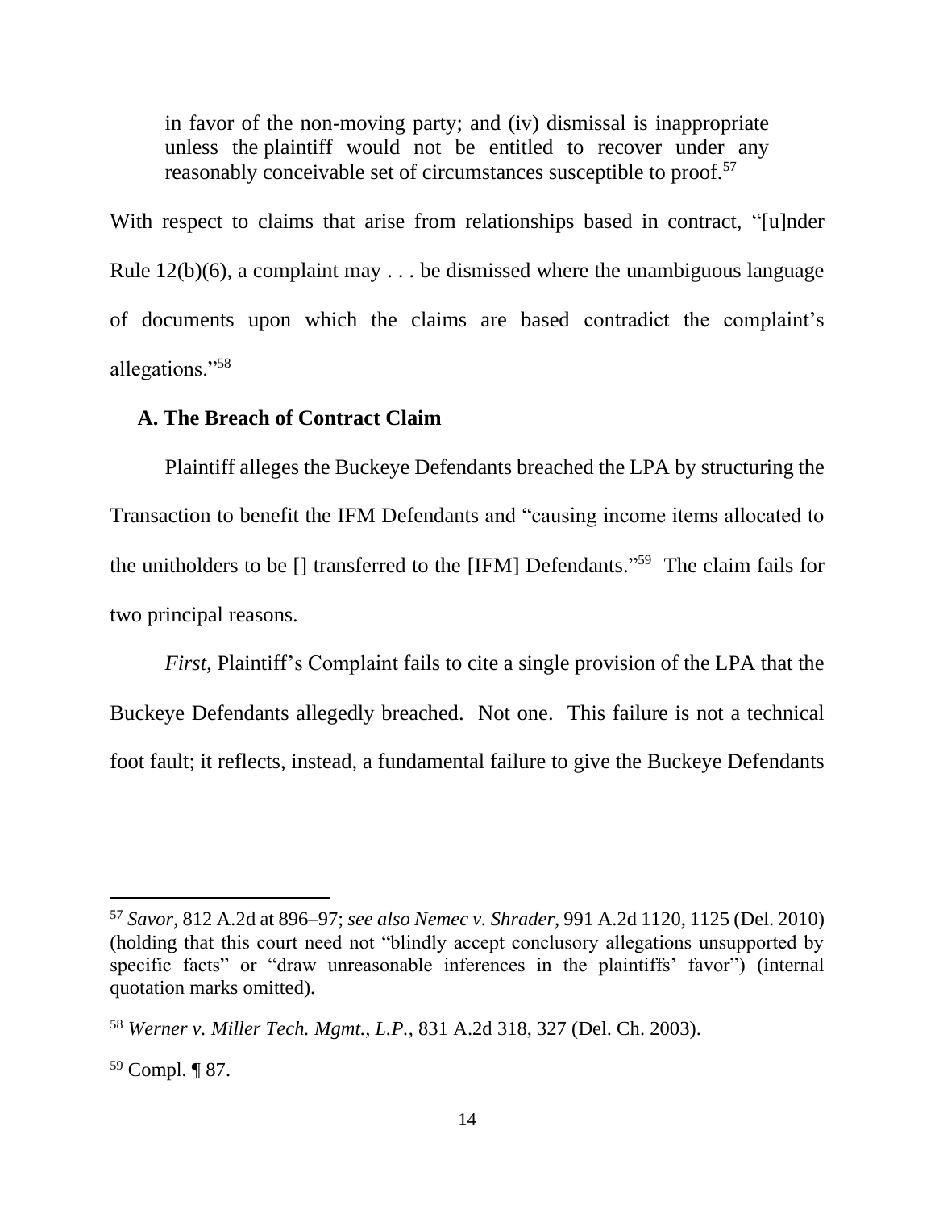in favor of the non-moving party; and (iv) dismissal is inappropriate unless the plaintiff would not be entitled to recover under any reasonably conceivable set of circumstances susceptible to proof.[57]

With respect to claims that arise from relationships based in contract, "[u]nder Rule 12(b)(6), a complaint may . . . be dismissed where the unambiguous language of documents upon which the claims are based contradict the complaint's allegations."[58]

### A. The Breach of Contract Claim

Plaintiff alleges the Buckeye Defendants breached the LPA by structuring the Transaction to benefit the IFM Defendants and "causing income items allocated to the unitholders to be [] transferred to the [IFM] Defendants."[59] The claim fails for two principal reasons.

*First*, Plaintiff's Complaint fails to cite a single provision of the LPA that the Buckeye Defendants allegedly breached. Not one. This failure is not a technical foot fault; it reflects, instead, a fundamental failure to give the Buckeye Defendants

---

[57] *Savor*, 812 A.2d at 896–97; *see also Nemec v. Shrader*, 991 A.2d 1120, 1125 (Del. 2010) (holding that this court need not "blindly accept conclusory allegations unsupported by specific facts" or "draw unreasonable inferences in the plaintiffs' favor") (internal quotation marks omitted).

[58] *Werner v. Miller Tech. Mgmt., L.P.*, 831 A.2d 318, 327 (Del. Ch. 2003).

[59] Compl. ¶ 87.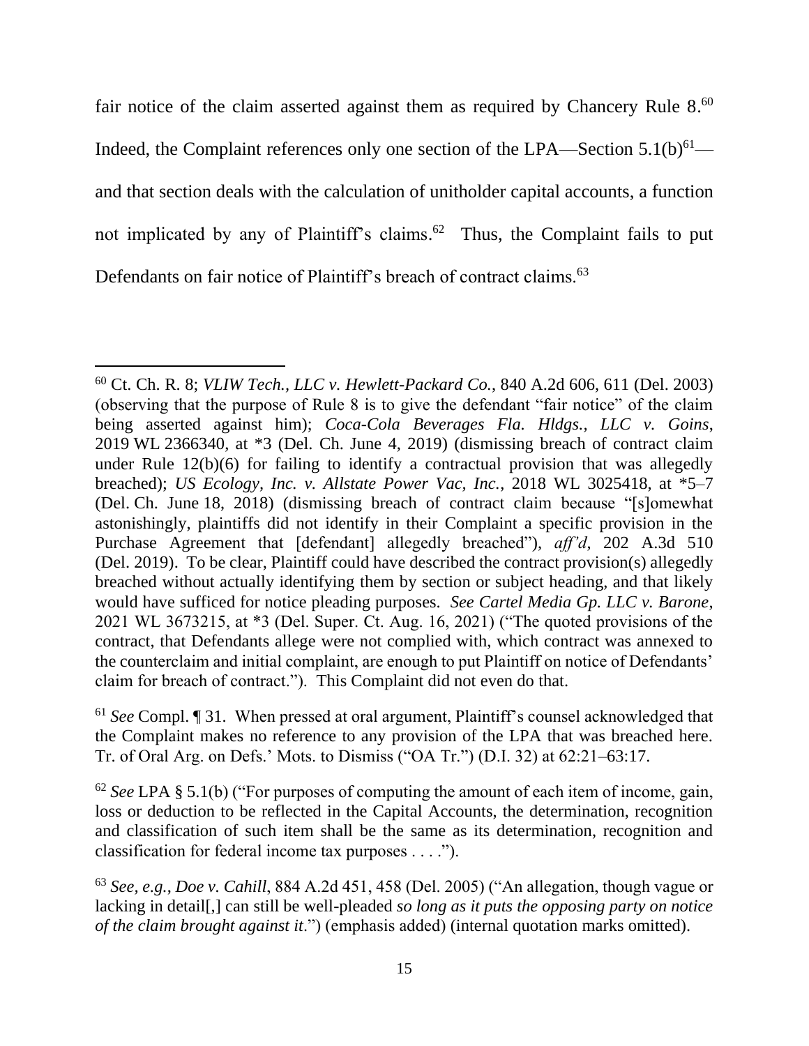fair notice of the claim asserted against them as required by Chancery Rule 8.[60] Indeed, the Complaint references only one section of the LPA—Section 5.1(b)[61]—and that section deals with the calculation of unitholder capital accounts, a function not implicated by any of Plaintiff's claims.[62] Thus, the Complaint fails to put Defendants on fair notice of Plaintiff's breach of contract claims.[63]

---

[60] Ct. Ch. R. 8; *VLIW Tech., LLC v. Hewlett-Packard Co.*, 840 A.2d 606, 611 (Del. 2003) (observing that the purpose of Rule 8 is to give the defendant "fair notice" of the claim being asserted against him); *Coca-Cola Beverages Fla. Hldgs., LLC v. Goins*, 2019 WL 2366340, at *3 (Del. Ch. June 4, 2019) (dismissing breach of contract claim under Rule 12(b)(6) for failing to identify a contractual provision that was allegedly breached); *US Ecology, Inc. v. Allstate Power Vac, Inc.*, 2018 WL 3025418, at *5–7 (Del. Ch. June 18, 2018) (dismissing breach of contract claim because "[s]omewhat astonishingly, plaintiffs did not identify in their Complaint a specific provision in the Purchase Agreement that [defendant] allegedly breached"), *aff'd*, 202 A.3d 510 (Del. 2019). To be clear, Plaintiff could have described the contract provision(s) allegedly breached without actually identifying them by section or subject heading, and that likely would have sufficed for notice pleading purposes. *See Cartel Media Gp. LLC v. Barone*, 2021 WL 3673215, at *3 (Del. Super. Ct. Aug. 16, 2021) ("The quoted provisions of the contract, that Defendants allege were not complied with, which contract was annexed to the counterclaim and initial complaint, are enough to put Plaintiff on notice of Defendants' claim for breach of contract."). This Complaint did not even do that.

[61] *See* Compl. ¶ 31. When pressed at oral argument, Plaintiff's counsel acknowledged that the Complaint makes no reference to any provision of the LPA that was breached here. Tr. of Oral Arg. on Defs.' Mots. to Dismiss ("OA Tr.") (D.I. 32) at 62:21–63:17.

[62] *See* LPA § 5.1(b) ("For purposes of computing the amount of each item of income, gain, loss or deduction to be reflected in the Capital Accounts, the determination, recognition and classification of such item shall be the same as its determination, recognition and classification for federal income tax purposes . . . .").

[63] *See, e.g.*, *Doe v. Cahill*, 884 A.2d 451, 458 (Del. 2005) ("An allegation, though vague or lacking in detail[,] can still be well-pleaded *so long as it puts the opposing party on notice of the claim brought against it*.") (emphasis added) (internal quotation marks omitted).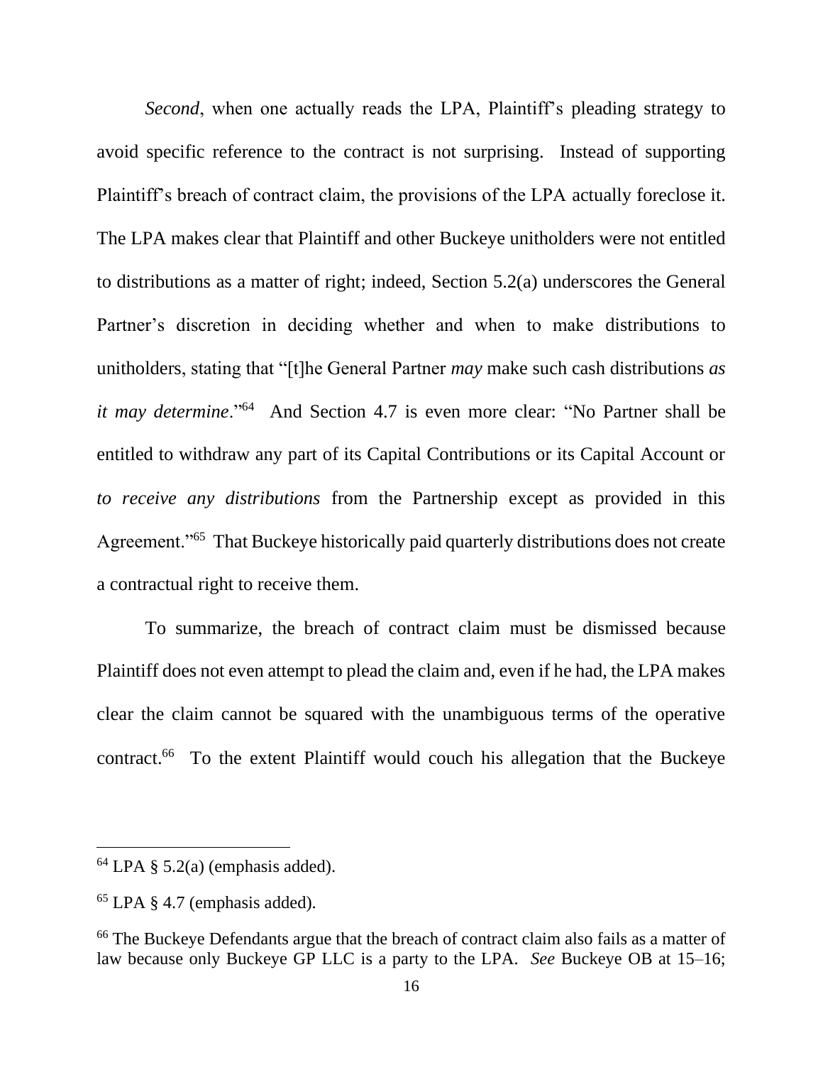*Second*, when one actually reads the LPA, Plaintiff's pleading strategy to avoid specific reference to the contract is not surprising. Instead of supporting Plaintiff's breach of contract claim, the provisions of the LPA actually foreclose it. The LPA makes clear that Plaintiff and other Buckeye unitholders were not entitled to distributions as a matter of right; indeed, Section 5.2(a) underscores the General Partner's discretion in deciding whether and when to make distributions to unitholders, stating that "[t]he General Partner *may* make such cash distributions *as it may determine*."[64] And Section 4.7 is even more clear: "No Partner shall be entitled to withdraw any part of its Capital Contributions or its Capital Account or *to receive any distributions* from the Partnership except as provided in this Agreement."[65] That Buckeye historically paid quarterly distributions does not create a contractual right to receive them.

To summarize, the breach of contract claim must be dismissed because Plaintiff does not even attempt to plead the claim and, even if he had, the LPA makes clear the claim cannot be squared with the unambiguous terms of the operative contract.[66] To the extent Plaintiff would couch his allegation that the Buckeye

---

[64] LPA § 5.2(a) (emphasis added).

[65] LPA § 4.7 (emphasis added).

[66] The Buckeye Defendants argue that the breach of contract claim also fails as a matter of law because only Buckeye GP LLC is a party to the LPA. *See* Buckeye OB at 15–16;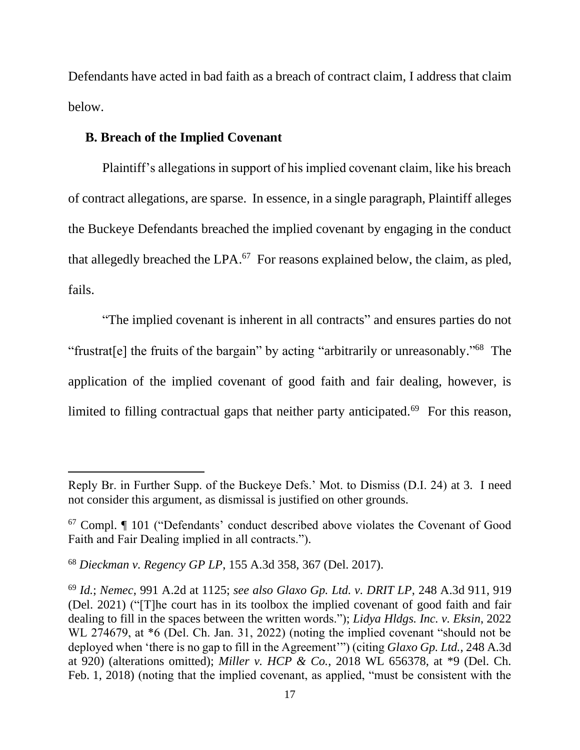Defendants have acted in bad faith as a breach of contract claim, I address that claim below.

### B. Breach of the Implied Covenant

Plaintiff's allegations in support of his implied covenant claim, like his breach of contract allegations, are sparse. In essence, in a single paragraph, Plaintiff alleges the Buckeye Defendants breached the implied covenant by engaging in the conduct that allegedly breached the LPA.[67] For reasons explained below, the claim, as pled, fails.

"The implied covenant is inherent in all contracts" and ensures parties do not "frustrat[e] the fruits of the bargain" by acting "arbitrarily or unreasonably."[68] The application of the implied covenant of good faith and fair dealing, however, is limited to filling contractual gaps that neither party anticipated.[69] For this reason,

---

Reply Br. in Further Supp. of the Buckeye Defs.' Mot. to Dismiss (D.I. 24) at 3. I need not consider this argument, as dismissal is justified on other grounds.

[67] Compl. ¶ 101 ("Defendants' conduct described above violates the Covenant of Good Faith and Fair Dealing implied in all contracts.").

[68] *Dieckman v. Regency GP LP*, 155 A.3d 358, 367 (Del. 2017).

[69] *Id.*; *Nemec*, 991 A.2d at 1125; *see also Glaxo Gp. Ltd. v. DRIT LP*, 248 A.3d 911, 919 (Del. 2021) ("[T]he court has in its toolbox the implied covenant of good faith and fair dealing to fill in the spaces between the written words."); *Lidya Hldgs. Inc. v. Eksin*, 2022 WL 274679, at *6 (Del. Ch. Jan. 31, 2022) (noting the implied covenant "should not be deployed when 'there is no gap to fill in the Agreement'") (citing *Glaxo Gp. Ltd.*, 248 A.3d at 920) (alterations omitted); *Miller v. HCP & Co.*, 2018 WL 656378, at *9 (Del. Ch. Feb. 1, 2018) (noting that the implied covenant, as applied, "must be consistent with the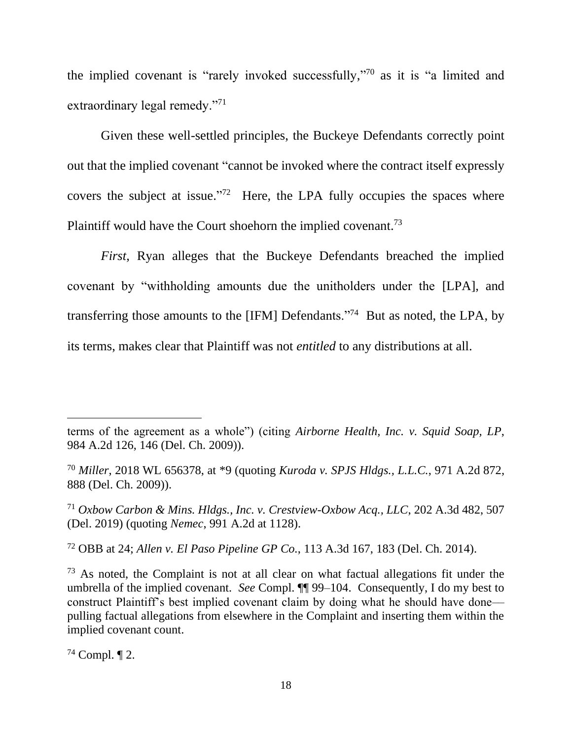the implied covenant is "rarely invoked successfully,"[70] as it is "a limited and extraordinary legal remedy."[71]

Given these well-settled principles, the Buckeye Defendants correctly point out that the implied covenant "cannot be invoked where the contract itself expressly covers the subject at issue."[72] Here, the LPA fully occupies the spaces where Plaintiff would have the Court shoehorn the implied covenant.[73]

*First*, Ryan alleges that the Buckeye Defendants breached the implied covenant by "withholding amounts due the unitholders under the [LPA], and transferring those amounts to the [IFM] Defendants."[74] But as noted, the LPA, by its terms, makes clear that Plaintiff was not *entitled* to any distributions at all.

---

terms of the agreement as a whole") (citing *Airborne Health, Inc. v. Squid Soap, LP*, 984 A.2d 126, 146 (Del. Ch. 2009)).

[70] *Miller*, 2018 WL 656378, at *9 (quoting *Kuroda v. SPJS Hldgs., L.L.C.*, 971 A.2d 872, 888 (Del. Ch. 2009)).

[71] *Oxbow Carbon & Mins. Hldgs., Inc. v. Crestview-Oxbow Acq., LLC*, 202 A.3d 482, 507 (Del. 2019) (quoting *Nemec*, 991 A.2d at 1128).

[72] OBB at 24; *Allen v. El Paso Pipeline GP Co.*, 113 A.3d 167, 183 (Del. Ch. 2014).

[73] As noted, the Complaint is not at all clear on what factual allegations fit under the umbrella of the implied covenant. *See* Compl. ¶¶ 99–104. Consequently, I do my best to construct Plaintiff's best implied covenant claim by doing what he should have done—pulling factual allegations from elsewhere in the Complaint and inserting them within the implied covenant count.

[74] Compl. ¶ 2.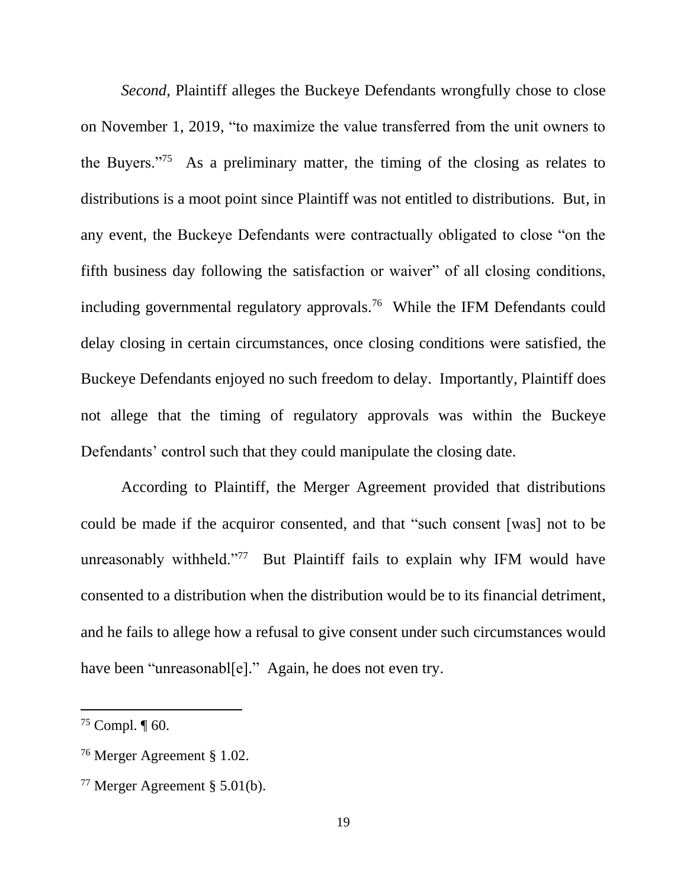*Second*, Plaintiff alleges the Buckeye Defendants wrongfully chose to close on November 1, 2019, "to maximize the value transferred from the unit owners to the Buyers."[75] As a preliminary matter, the timing of the closing as relates to distributions is a moot point since Plaintiff was not entitled to distributions. But, in any event, the Buckeye Defendants were contractually obligated to close "on the fifth business day following the satisfaction or waiver" of all closing conditions, including governmental regulatory approvals.[76] While the IFM Defendants could delay closing in certain circumstances, once closing conditions were satisfied, the Buckeye Defendants enjoyed no such freedom to delay. Importantly, Plaintiff does not allege that the timing of regulatory approvals was within the Buckeye Defendants' control such that they could manipulate the closing date.

According to Plaintiff, the Merger Agreement provided that distributions could be made if the acquiror consented, and that "such consent [was] not to be unreasonably withheld."[77] But Plaintiff fails to explain why IFM would have consented to a distribution when the distribution would be to its financial detriment, and he fails to allege how a refusal to give consent under such circumstances would have been "unreasonabl[e]." Again, he does not even try.

---

[75] Compl. ¶ 60.

[76] Merger Agreement § 1.02.

[77] Merger Agreement § 5.01(b).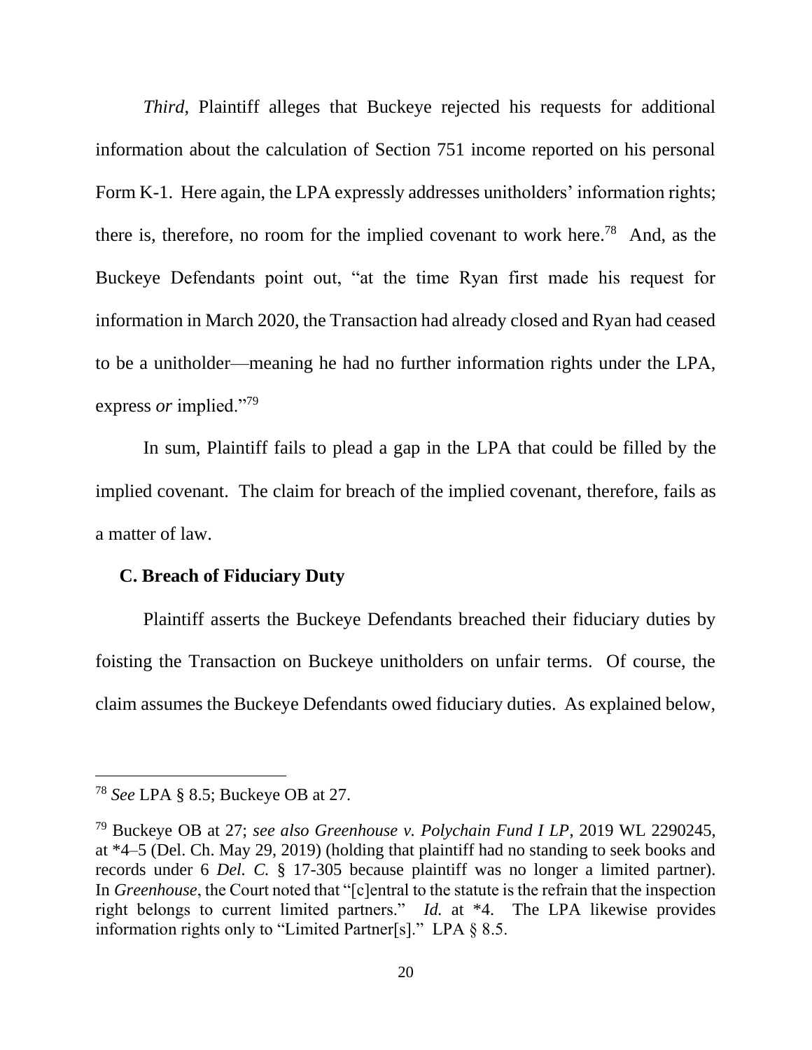*Third*, Plaintiff alleges that Buckeye rejected his requests for additional information about the calculation of Section 751 income reported on his personal Form K-1. Here again, the LPA expressly addresses unitholders' information rights; there is, therefore, no room for the implied covenant to work here.[78] And, as the Buckeye Defendants point out, "at the time Ryan first made his request for information in March 2020, the Transaction had already closed and Ryan had ceased to be a unitholder—meaning he had no further information rights under the LPA, express *or* implied."[79]

In sum, Plaintiff fails to plead a gap in the LPA that could be filled by the implied covenant. The claim for breach of the implied covenant, therefore, fails as a matter of law.

### C. Breach of Fiduciary Duty

Plaintiff asserts the Buckeye Defendants breached their fiduciary duties by foisting the Transaction on Buckeye unitholders on unfair terms. Of course, the claim assumes the Buckeye Defendants owed fiduciary duties. As explained below,

---

[78] *See* LPA § 8.5; Buckeye OB at 27.

[79] Buckeye OB at 27; *see also Greenhouse v. Polychain Fund I LP*, 2019 WL 2290245, at *4–5 (Del. Ch. May 29, 2019) (holding that plaintiff had no standing to seek books and records under 6 *Del. C.* § 17-305 because plaintiff was no longer a limited partner). In *Greenhouse*, the Court noted that "[c]entral to the statute is the refrain that the inspection right belongs to current limited partners." *Id.* at *4. The LPA likewise provides information rights only to "Limited Partner[s]." LPA § 8.5.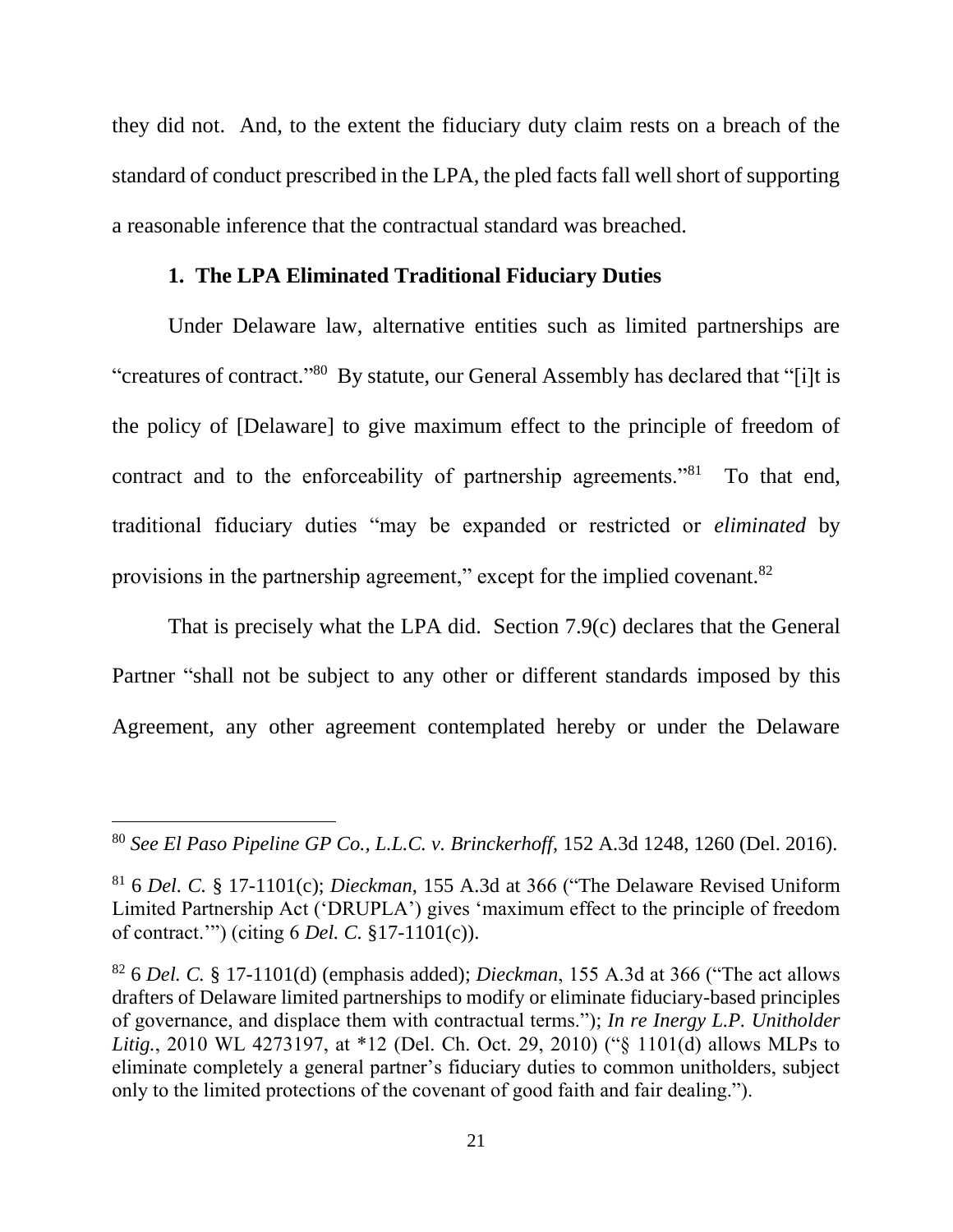they did not. And, to the extent the fiduciary duty claim rests on a breach of the standard of conduct prescribed in the LPA, the pled facts fall well short of supporting a reasonable inference that the contractual standard was breached.

### 1. The LPA Eliminated Traditional Fiduciary Duties

Under Delaware law, alternative entities such as limited partnerships are "creatures of contract."[80] By statute, our General Assembly has declared that "[i]t is the policy of [Delaware] to give maximum effect to the principle of freedom of contract and to the enforceability of partnership agreements."[81] To that end, traditional fiduciary duties "may be expanded or restricted or *eliminated* by provisions in the partnership agreement," except for the implied covenant.[82]

That is precisely what the LPA did. Section 7.9(c) declares that the General Partner "shall not be subject to any other or different standards imposed by this Agreement, any other agreement contemplated hereby or under the Delaware

---

[80] *See El Paso Pipeline GP Co., L.L.C. v. Brinckerhoff*, 152 A.3d 1248, 1260 (Del. 2016).

[81] 6 *Del. C.* § 17-1101(c); *Dieckman*, 155 A.3d at 366 ("The Delaware Revised Uniform Limited Partnership Act ('DRUPLA') gives 'maximum effect to the principle of freedom of contract.'") (citing 6 *Del. C.* §17-1101(c)).

[82] 6 *Del. C.* § 17-1101(d) (emphasis added); *Dieckman*, 155 A.3d at 366 ("The act allows drafters of Delaware limited partnerships to modify or eliminate fiduciary-based principles of governance, and displace them with contractual terms."); *In re Inergy L.P. Unitholder Litig.*, 2010 WL 4273197, at *12 (Del. Ch. Oct. 29, 2010) ("§ 1101(d) allows MLPs to eliminate completely a general partner's fiduciary duties to common unitholders, subject only to the limited protections of the covenant of good faith and fair dealing.").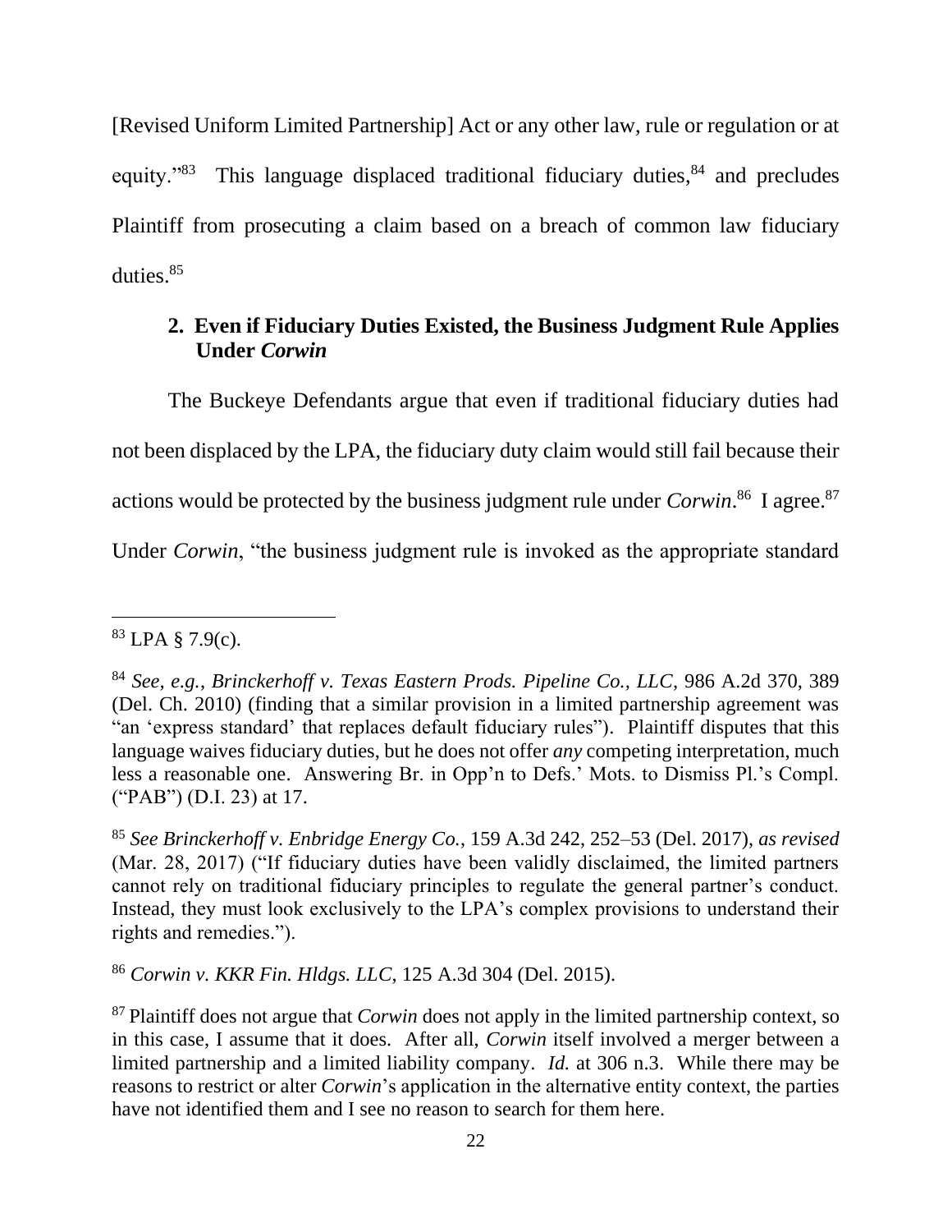[Revised Uniform Limited Partnership] Act or any other law, rule or regulation or at equity."[83] This language displaced traditional fiduciary duties,[84] and precludes Plaintiff from prosecuting a claim based on a breach of common law fiduciary duties.[85]

### 2. Even if Fiduciary Duties Existed, the Business Judgment Rule Applies Under *Corwin*

The Buckeye Defendants argue that even if traditional fiduciary duties had not been displaced by the LPA, the fiduciary duty claim would still fail because their actions would be protected by the business judgment rule under *Corwin*.[86] I agree.[87] Under *Corwin*, "the business judgment rule is invoked as the appropriate standard

---

[83] LPA § 7.9(c).

[84] *See, e.g.*, *Brinckerhoff v. Texas Eastern Prods. Pipeline Co., LLC*, 986 A.2d 370, 389 (Del. Ch. 2010) (finding that a similar provision in a limited partnership agreement was "an 'express standard' that replaces default fiduciary rules"). Plaintiff disputes that this language waives fiduciary duties, but he does not offer *any* competing interpretation, much less a reasonable one. Answering Br. in Opp'n to Defs.' Mots. to Dismiss Pl.'s Compl. ("PAB") (D.I. 23) at 17.

[85] *See Brinckerhoff v. Enbridge Energy Co.*, 159 A.3d 242, 252–53 (Del. 2017), *as revised* (Mar. 28, 2017) ("If fiduciary duties have been validly disclaimed, the limited partners cannot rely on traditional fiduciary principles to regulate the general partner's conduct. Instead, they must look exclusively to the LPA's complex provisions to understand their rights and remedies.").

[86] *Corwin v. KKR Fin. Hldgs. LLC*, 125 A.3d 304 (Del. 2015).

[87] Plaintiff does not argue that *Corwin* does not apply in the limited partnership context, so in this case, I assume that it does. After all, *Corwin* itself involved a merger between a limited partnership and a limited liability company. *Id.* at 306 n.3. While there may be reasons to restrict or alter *Corwin*'s application in the alternative entity context, the parties have not identified them and I see no reason to search for them here.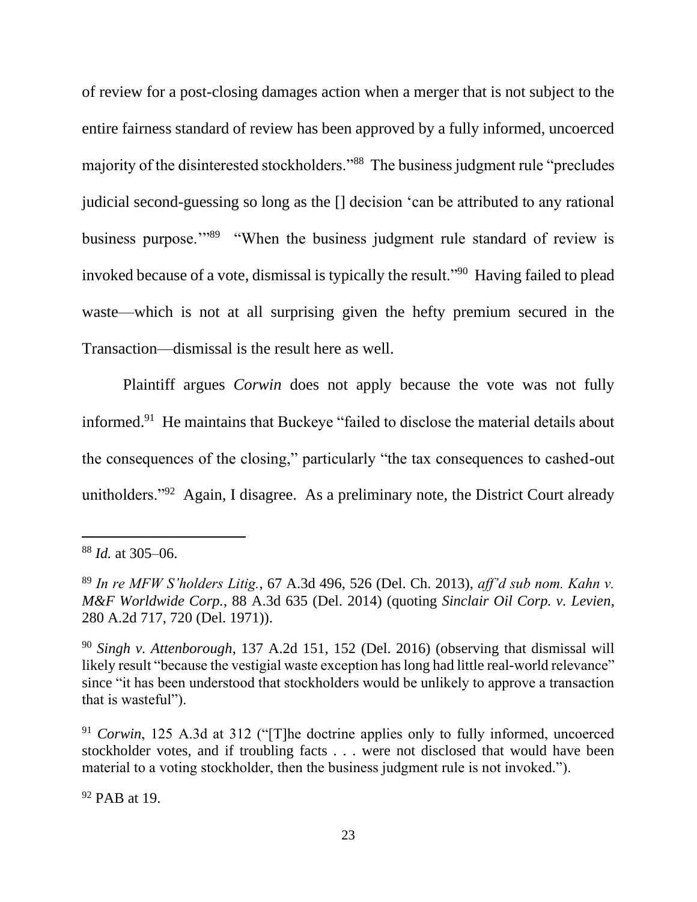of review for a post-closing damages action when a merger that is not subject to the entire fairness standard of review has been approved by a fully informed, uncoerced majority of the disinterested stockholders."[88] The business judgment rule "precludes judicial second-guessing so long as the [] decision 'can be attributed to any rational business purpose.'"[89] "When the business judgment rule standard of review is invoked because of a vote, dismissal is typically the result."[90] Having failed to plead waste—which is not at all surprising given the hefty premium secured in the Transaction—dismissal is the result here as well.

Plaintiff argues *Corwin* does not apply because the vote was not fully informed.[91] He maintains that Buckeye "failed to disclose the material details about the consequences of the closing," particularly "the tax consequences to cashed-out unitholders."[92] Again, I disagree. As a preliminary note, the District Court already

---

[88] *Id.* at 305–06.

[89] *In re MFW S'holders Litig.*, 67 A.3d 496, 526 (Del. Ch. 2013), *aff'd sub nom. Kahn v. M&F Worldwide Corp.*, 88 A.3d 635 (Del. 2014) (quoting *Sinclair Oil Corp. v. Levien*, 280 A.2d 717, 720 (Del. 1971)).

[90] *Singh v. Attenborough*, 137 A.2d 151, 152 (Del. 2016) (observing that dismissal will likely result "because the vestigial waste exception has long had little real-world relevance" since "it has been understood that stockholders would be unlikely to approve a transaction that is wasteful").

[91] *Corwin*, 125 A.3d at 312 ("[T]he doctrine applies only to fully informed, uncoerced stockholder votes, and if troubling facts . . . were not disclosed that would have been material to a voting stockholder, then the business judgment rule is not invoked.").

[92] PAB at 19.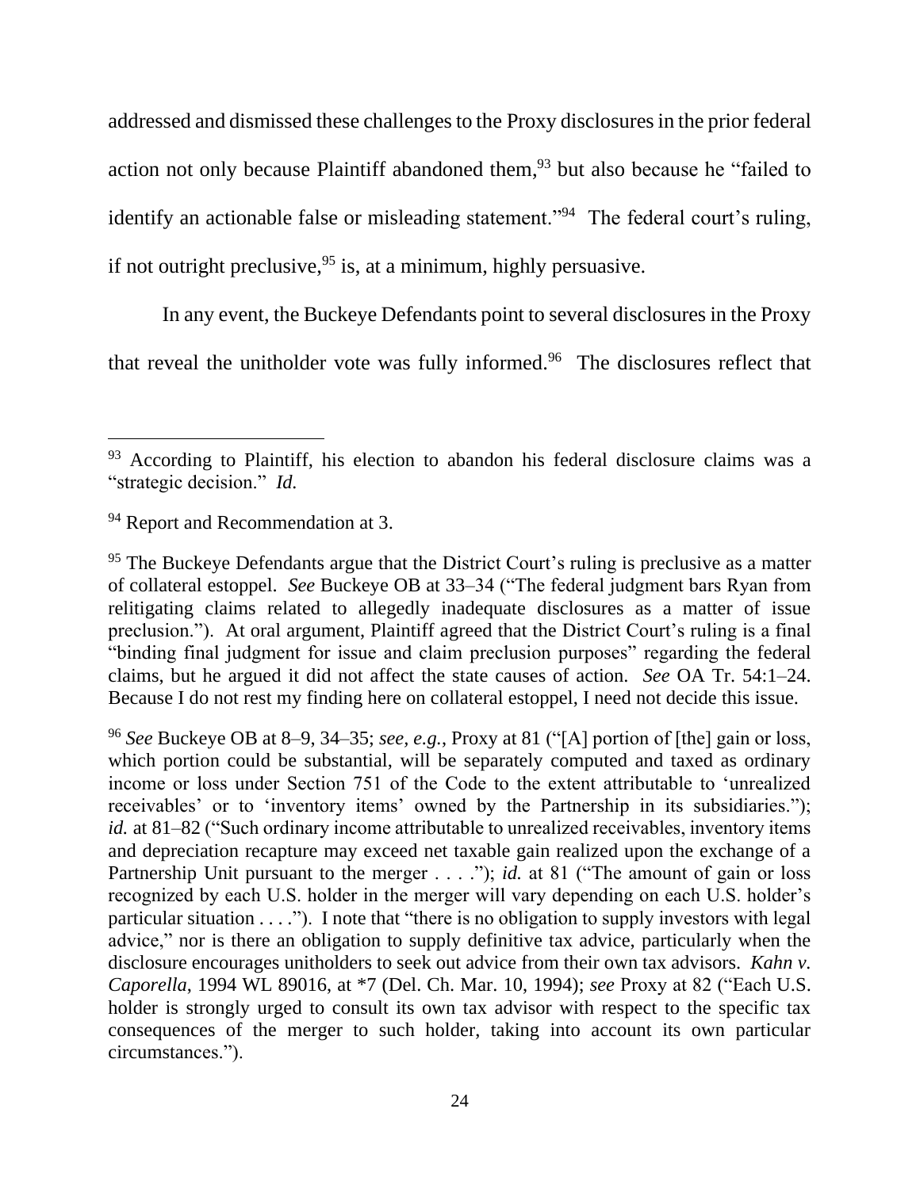addressed and dismissed these challenges to the Proxy disclosures in the prior federal action not only because Plaintiff abandoned them,[93] but also because he "failed to identify an actionable false or misleading statement."[94] The federal court's ruling, if not outright preclusive,[95] is, at a minimum, highly persuasive.

In any event, the Buckeye Defendants point to several disclosures in the Proxy that reveal the unitholder vote was fully informed.[96] The disclosures reflect that

---

[93] According to Plaintiff, his election to abandon his federal disclosure claims was a "strategic decision." *Id.*

[94] Report and Recommendation at 3.

[95] The Buckeye Defendants argue that the District Court's ruling is preclusive as a matter of collateral estoppel. *See* Buckeye OB at 33–34 ("The federal judgment bars Ryan from relitigating claims related to allegedly inadequate disclosures as a matter of issue preclusion."). At oral argument, Plaintiff agreed that the District Court's ruling is a final "binding final judgment for issue and claim preclusion purposes" regarding the federal claims, but he argued it did not affect the state causes of action. *See* OA Tr. 54:1–24. Because I do not rest my finding here on collateral estoppel, I need not decide this issue.

[96] *See* Buckeye OB at 8–9, 34–35; *see, e.g.*, Proxy at 81 ("[A] portion of [the] gain or loss, which portion could be substantial, will be separately computed and taxed as ordinary income or loss under Section 751 of the Code to the extent attributable to 'unrealized receivables' or to 'inventory items' owned by the Partnership in its subsidiaries."); *id.* at 81–82 ("Such ordinary income attributable to unrealized receivables, inventory items and depreciation recapture may exceed net taxable gain realized upon the exchange of a Partnership Unit pursuant to the merger . . . ."); *id.* at 81 ("The amount of gain or loss recognized by each U.S. holder in the merger will vary depending on each U.S. holder's particular situation . . . ."). I note that "there is no obligation to supply investors with legal advice," nor is there an obligation to supply definitive tax advice, particularly when the disclosure encourages unitholders to seek out advice from their own tax advisors. *Kahn v. Caporella*, 1994 WL 89016, at *7 (Del. Ch. Mar. 10, 1994); *see* Proxy at 82 ("Each U.S. holder is strongly urged to consult its own tax advisor with respect to the specific tax consequences of the merger to such holder, taking into account its own particular circumstances.").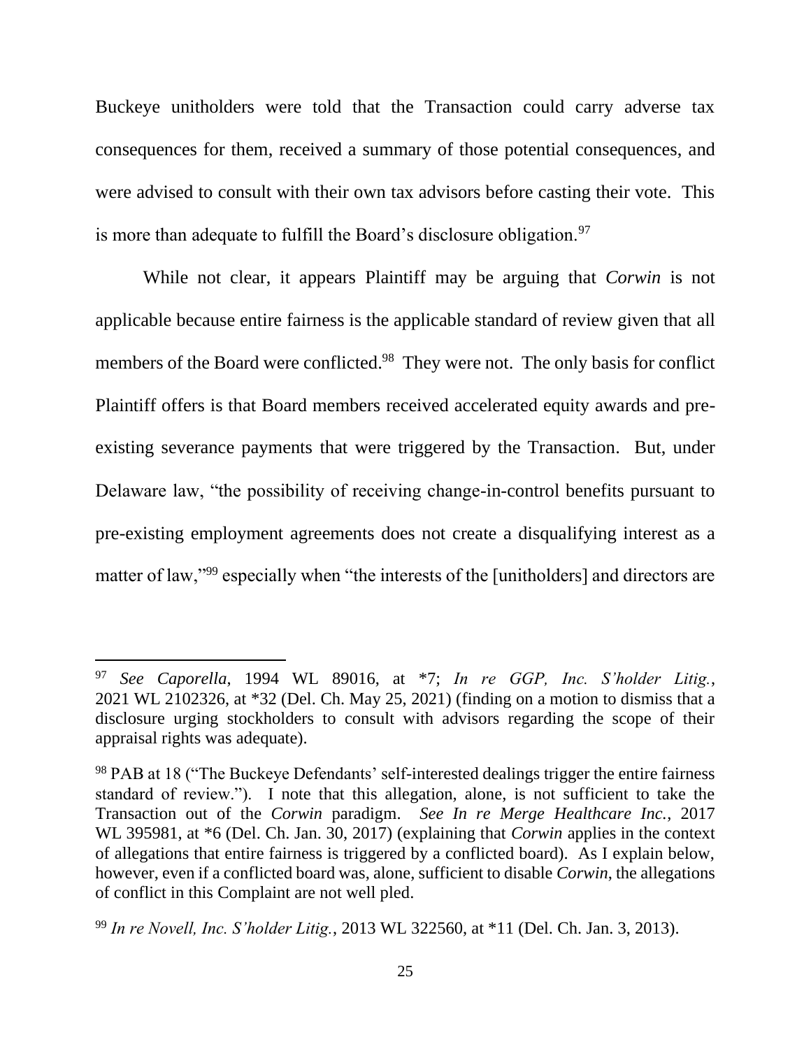Buckeye unitholders were told that the Transaction could carry adverse tax consequences for them, received a summary of those potential consequences, and were advised to consult with their own tax advisors before casting their vote. This is more than adequate to fulfill the Board's disclosure obligation.[97]

While not clear, it appears Plaintiff may be arguing that *Corwin* is not applicable because entire fairness is the applicable standard of review given that all members of the Board were conflicted.[98] They were not. The only basis for conflict Plaintiff offers is that Board members received accelerated equity awards and pre-existing severance payments that were triggered by the Transaction. But, under Delaware law, "the possibility of receiving change-in-control benefits pursuant to pre-existing employment agreements does not create a disqualifying interest as a matter of law,"[99] especially when "the interests of the [unitholders] and directors are

---

[97] *See Caporella*, 1994 WL 89016, at \*7; *In re GGP, Inc. S'holder Litig.*, 2021 WL 2102326, at \*32 (Del. Ch. May 25, 2021) (finding on a motion to dismiss that a disclosure urging stockholders to consult with advisors regarding the scope of their appraisal rights was adequate).

[98] PAB at 18 ("The Buckeye Defendants' self-interested dealings trigger the entire fairness standard of review."). I note that this allegation, alone, is not sufficient to take the Transaction out of the *Corwin* paradigm. *See In re Merge Healthcare Inc.*, 2017 WL 395981, at \*6 (Del. Ch. Jan. 30, 2017) (explaining that *Corwin* applies in the context of allegations that entire fairness is triggered by a conflicted board). As I explain below, however, even if a conflicted board was, alone, sufficient to disable *Corwin*, the allegations of conflict in this Complaint are not well pled.

[99] *In re Novell, Inc. S'holder Litig.*, 2013 WL 322560, at \*11 (Del. Ch. Jan. 3, 2013).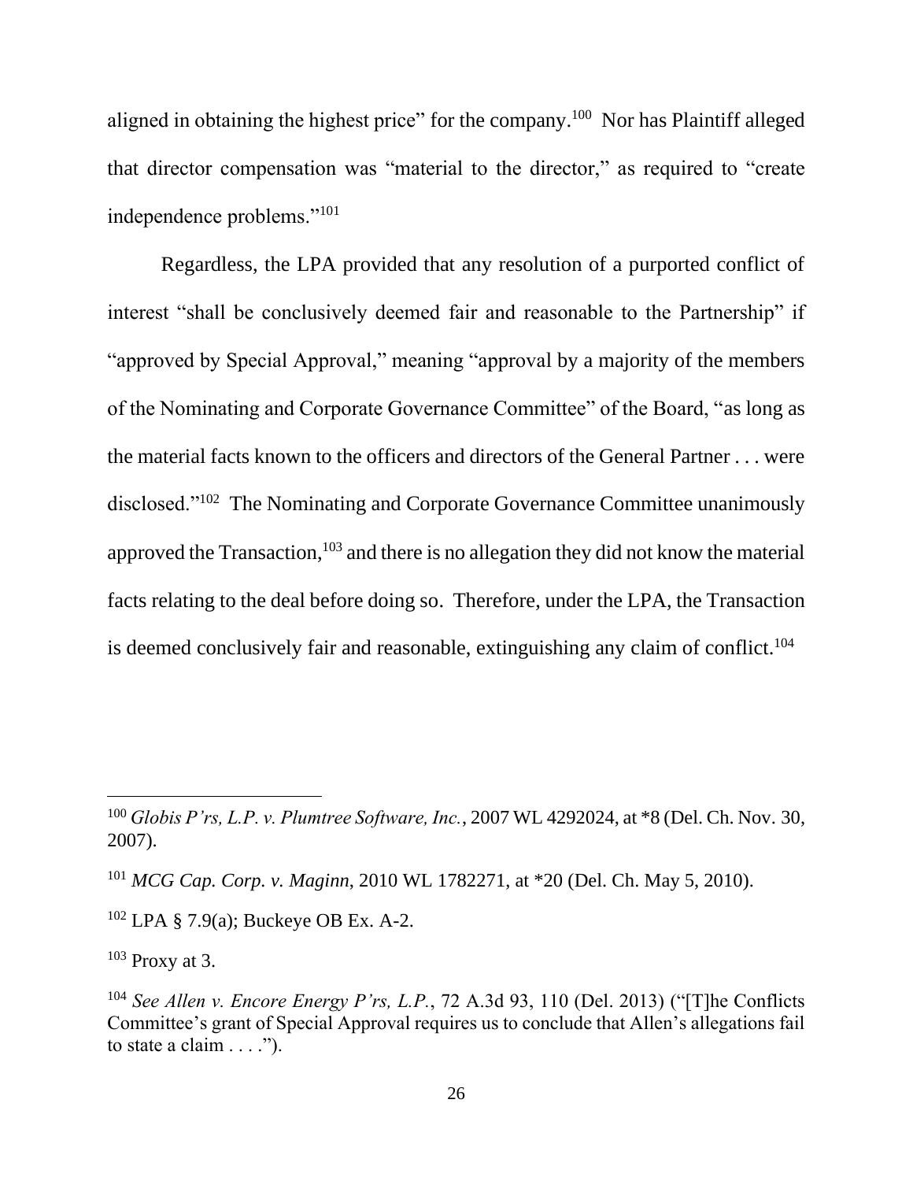aligned in obtaining the highest price" for the company.[100] Nor has Plaintiff alleged that director compensation was "material to the director," as required to "create independence problems."[101]

Regardless, the LPA provided that any resolution of a purported conflict of interest "shall be conclusively deemed fair and reasonable to the Partnership" if "approved by Special Approval," meaning "approval by a majority of the members of the Nominating and Corporate Governance Committee" of the Board, "as long as the material facts known to the officers and directors of the General Partner . . . were disclosed."[102] The Nominating and Corporate Governance Committee unanimously approved the Transaction,[103] and there is no allegation they did not know the material facts relating to the deal before doing so. Therefore, under the LPA, the Transaction is deemed conclusively fair and reasonable, extinguishing any claim of conflict.[104]

---

[100] *Globis P'rs, L.P. v. Plumtree Software, Inc.*, 2007 WL 4292024, at *8 (Del. Ch. Nov. 30, 2007).

[101] *MCG Cap. Corp. v. Maginn*, 2010 WL 1782271, at *20 (Del. Ch. May 5, 2010).

[102] LPA § 7.9(a); Buckeye OB Ex. A-2.

[103] Proxy at 3.

[104] *See Allen v. Encore Energy P'rs, L.P.*, 72 A.3d 93, 110 (Del. 2013) ("[T]he Conflicts Committee's grant of Special Approval requires us to conclude that Allen's allegations fail to state a claim . . . .").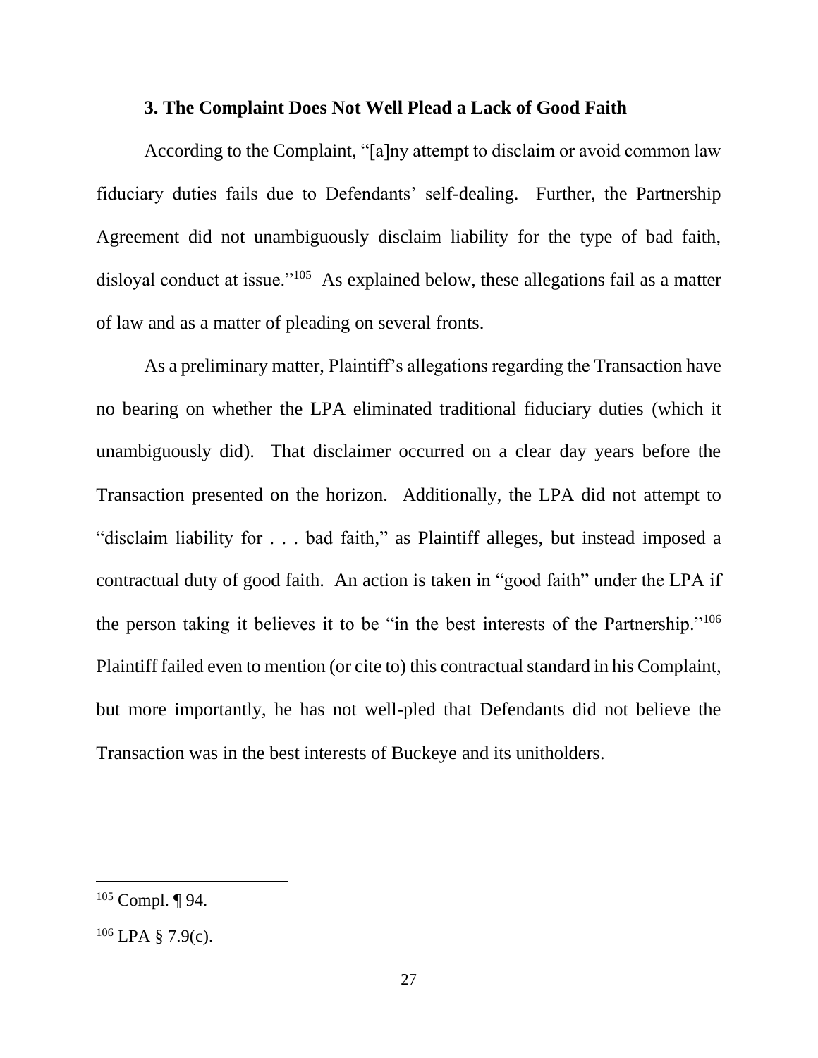### 3. The Complaint Does Not Well Plead a Lack of Good Faith

According to the Complaint, "[a]ny attempt to disclaim or avoid common law fiduciary duties fails due to Defendants' self-dealing. Further, the Partnership Agreement did not unambiguously disclaim liability for the type of bad faith, disloyal conduct at issue."[105] As explained below, these allegations fail as a matter of law and as a matter of pleading on several fronts.

As a preliminary matter, Plaintiff's allegations regarding the Transaction have no bearing on whether the LPA eliminated traditional fiduciary duties (which it unambiguously did). That disclaimer occurred on a clear day years before the Transaction presented on the horizon. Additionally, the LPA did not attempt to "disclaim liability for . . . bad faith," as Plaintiff alleges, but instead imposed a contractual duty of good faith. An action is taken in "good faith" under the LPA if the person taking it believes it to be "in the best interests of the Partnership."[106] Plaintiff failed even to mention (or cite to) this contractual standard in his Complaint, but more importantly, he has not well-pled that Defendants did not believe the Transaction was in the best interests of Buckeye and its unitholders.

---

[105] Compl. ¶ 94.

[106] LPA § 7.9(c).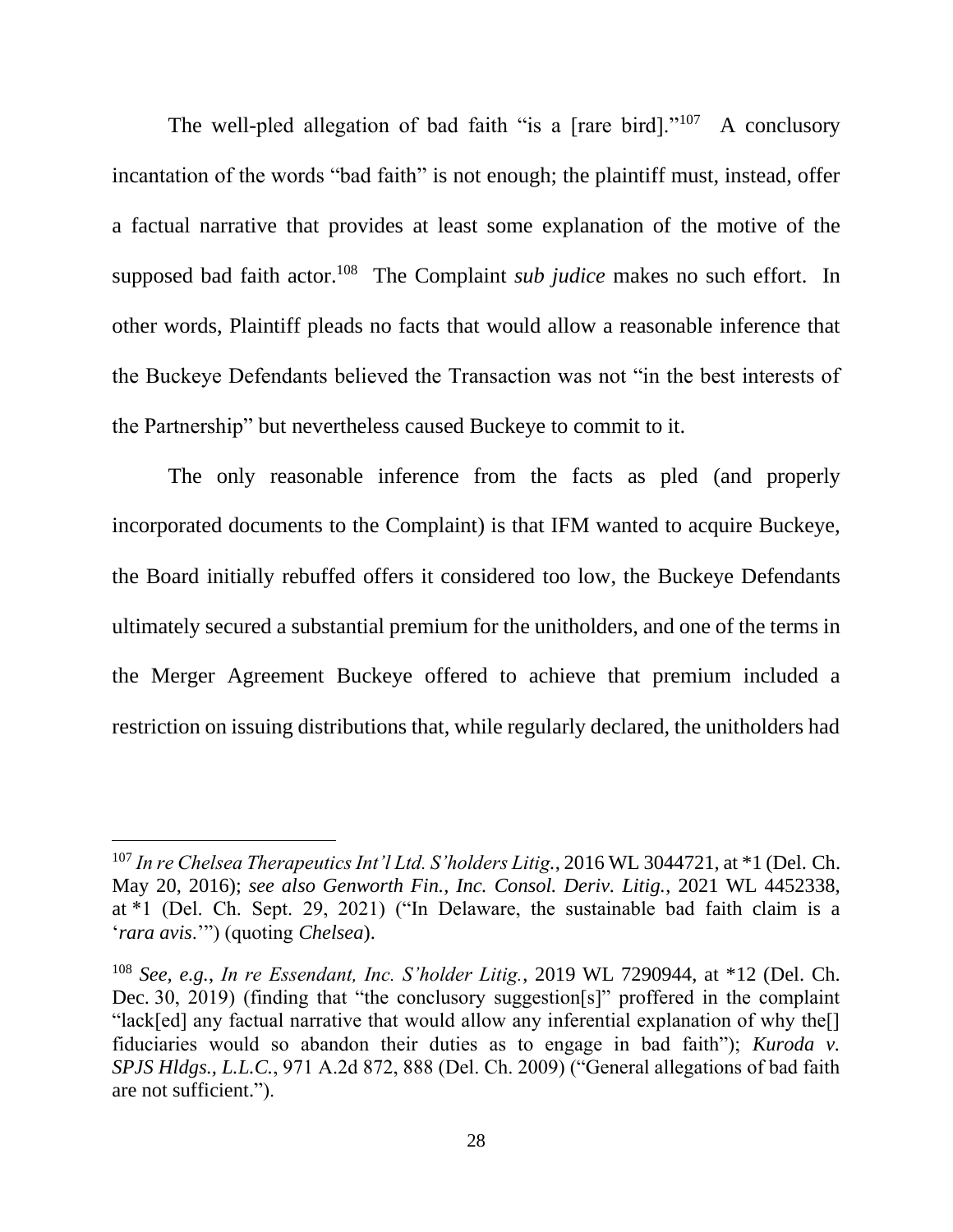The well-pled allegation of bad faith "is a [rare bird]."[107] A conclusory incantation of the words "bad faith" is not enough; the plaintiff must, instead, offer a factual narrative that provides at least some explanation of the motive of the supposed bad faith actor.[108] The Complaint *sub judice* makes no such effort. In other words, Plaintiff pleads no facts that would allow a reasonable inference that the Buckeye Defendants believed the Transaction was not "in the best interests of the Partnership" but nevertheless caused Buckeye to commit to it.

The only reasonable inference from the facts as pled (and properly incorporated documents to the Complaint) is that IFM wanted to acquire Buckeye, the Board initially rebuffed offers it considered too low, the Buckeye Defendants ultimately secured a substantial premium for the unitholders, and one of the terms in the Merger Agreement Buckeye offered to achieve that premium included a restriction on issuing distributions that, while regularly declared, the unitholders had

---

[107] *In re Chelsea Therapeutics Int'l Ltd. S'holders Litig.*, 2016 WL 3044721, at *1 (Del. Ch. May 20, 2016); *see also Genworth Fin., Inc. Consol. Deriv. Litig.*, 2021 WL 4452338, at *1 (Del. Ch. Sept. 29, 2021) ("In Delaware, the sustainable bad faith claim is a '*rara avis*.'") (quoting *Chelsea*).

[108] *See, e.g.*, *In re Essendant, Inc. S'holder Litig.*, 2019 WL 7290944, at *12 (Del. Ch. Dec. 30, 2019) (finding that "the conclusory suggestion[s]" proffered in the complaint "lack[ed] any factual narrative that would allow any inferential explanation of why the[] fiduciaries would so abandon their duties as to engage in bad faith"); *Kuroda v. SPJS Hldgs., L.L.C.*, 971 A.2d 872, 888 (Del. Ch. 2009) ("General allegations of bad faith are not sufficient.").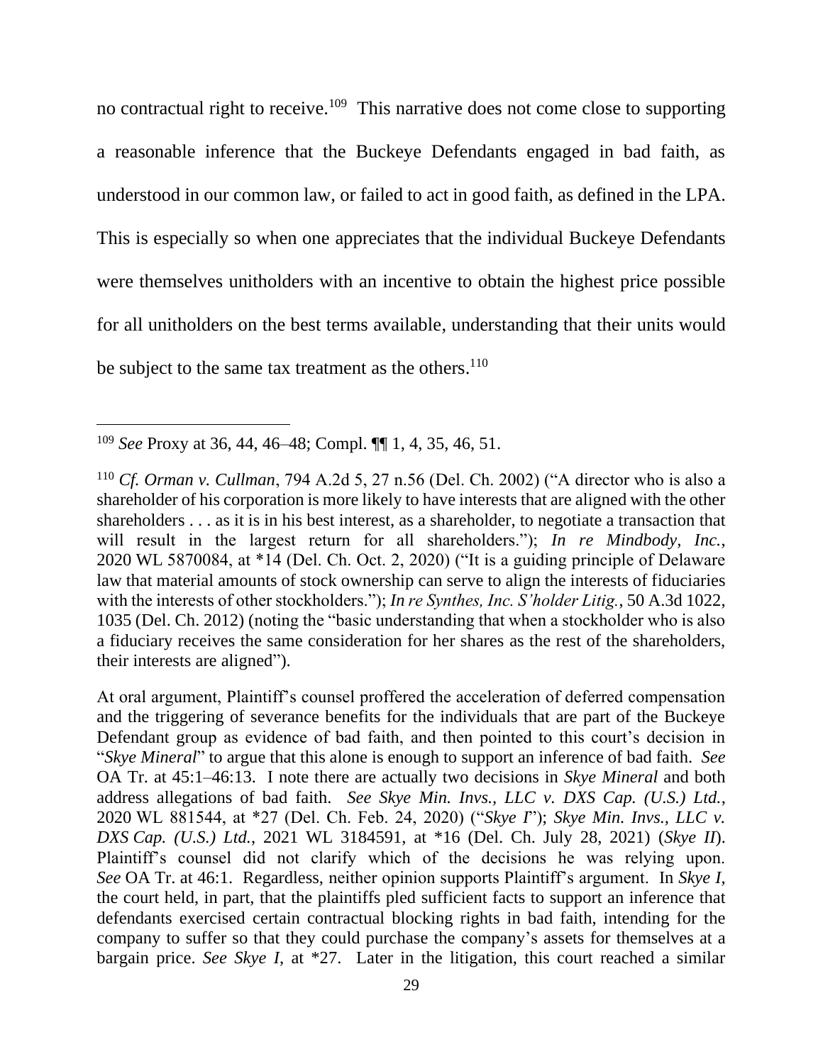no contractual right to receive.[109] This narrative does not come close to supporting a reasonable inference that the Buckeye Defendants engaged in bad faith, as understood in our common law, or failed to act in good faith, as defined in the LPA. This is especially so when one appreciates that the individual Buckeye Defendants were themselves unitholders with an incentive to obtain the highest price possible for all unitholders on the best terms available, understanding that their units would be subject to the same tax treatment as the others.[110]

---

[109] *See* Proxy at 36, 44, 46–48; Compl. ¶¶ 1, 4, 35, 46, 51.

[110] *Cf. Orman v. Cullman*, 794 A.2d 5, 27 n.56 (Del. Ch. 2002) ("A director who is also a shareholder of his corporation is more likely to have interests that are aligned with the other shareholders . . . as it is in his best interest, as a shareholder, to negotiate a transaction that will result in the largest return for all shareholders."); *In re Mindbody, Inc.*, 2020 WL 5870084, at *14 (Del. Ch. Oct. 2, 2020) ("It is a guiding principle of Delaware law that material amounts of stock ownership can serve to align the interests of fiduciaries with the interests of other stockholders."); *In re Synthes, Inc. S'holder Litig.*, 50 A.3d 1022, 1035 (Del. Ch. 2012) (noting the "basic understanding that when a stockholder who is also a fiduciary receives the same consideration for her shares as the rest of the shareholders, their interests are aligned").

At oral argument, Plaintiff's counsel proffered the acceleration of deferred compensation and the triggering of severance benefits for the individuals that are part of the Buckeye Defendant group as evidence of bad faith, and then pointed to this court's decision in "*Skye Mineral*" to argue that this alone is enough to support an inference of bad faith. *See* OA Tr. at 45:1–46:13. I note there are actually two decisions in *Skye Mineral* and both address allegations of bad faith. *See Skye Min. Invs., LLC v. DXS Cap. (U.S.) Ltd.*, 2020 WL 881544, at *27 (Del. Ch. Feb. 24, 2020) ("*Skye I*"); *Skye Min. Invs., LLC v. DXS Cap. (U.S.) Ltd.*, 2021 WL 3184591, at *16 (Del. Ch. July 28, 2021) (*Skye II*). Plaintiff's counsel did not clarify which of the decisions he was relying upon. *See* OA Tr. at 46:1. Regardless, neither opinion supports Plaintiff's argument. In *Skye I*, the court held, in part, that the plaintiffs pled sufficient facts to support an inference that defendants exercised certain contractual blocking rights in bad faith, intending for the company to suffer so that they could purchase the company's assets for themselves at a bargain price. *See Skye I*, at *27. Later in the litigation, this court reached a similar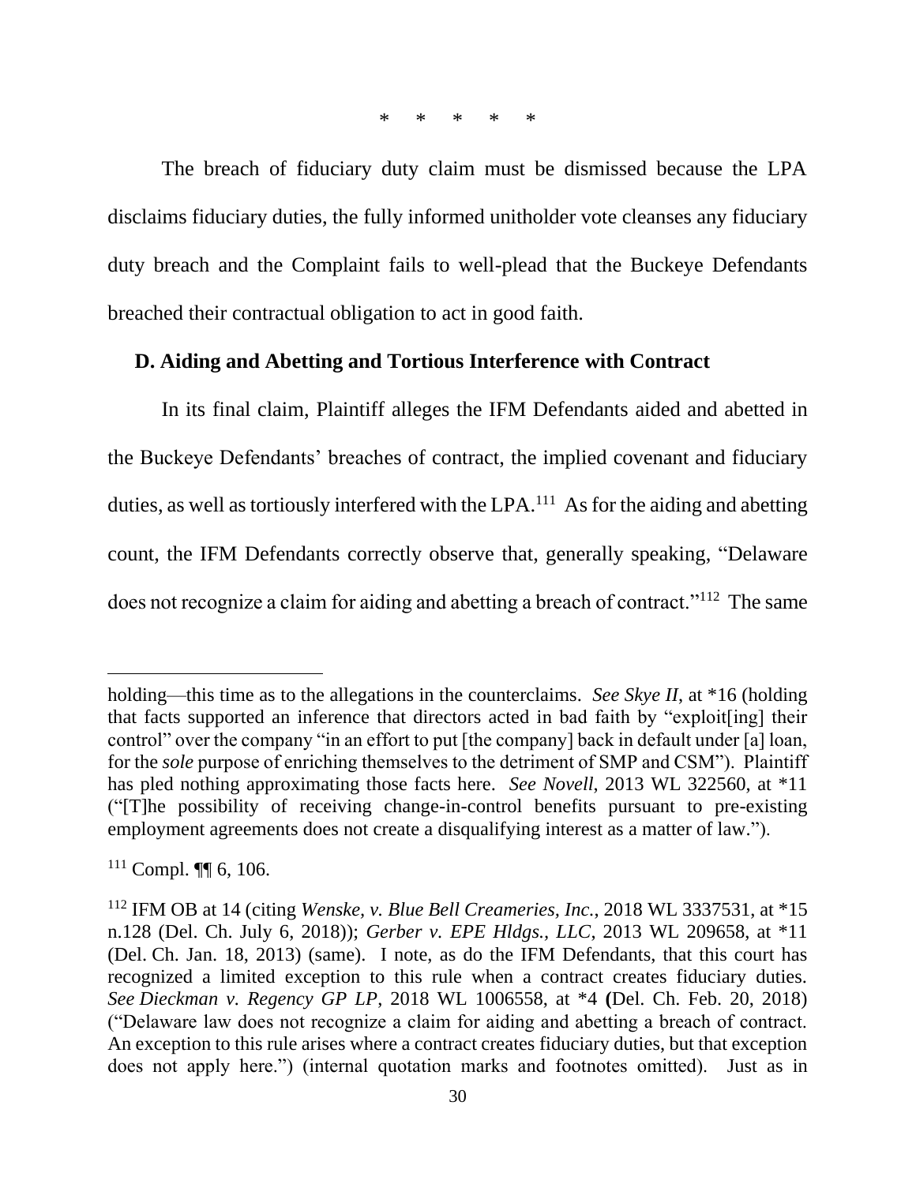\*    \*    \*    \*    \*

The breach of fiduciary duty claim must be dismissed because the LPA disclaims fiduciary duties, the fully informed unitholder vote cleanses any fiduciary duty breach and the Complaint fails to well-plead that the Buckeye Defendants breached their contractual obligation to act in good faith.

### D. Aiding and Abetting and Tortious Interference with Contract

In its final claim, Plaintiff alleges the IFM Defendants aided and abetted in the Buckeye Defendants' breaches of contract, the implied covenant and fiduciary duties, as well as tortiously interfered with the LPA.[111] As for the aiding and abetting count, the IFM Defendants correctly observe that, generally speaking, "Delaware does not recognize a claim for aiding and abetting a breach of contract."[112] The same

---

holding—this time as to the allegations in the counterclaims. *See Skye II*, at \*16 (holding that facts supported an inference that directors acted in bad faith by "exploit[ing] their control" over the company "in an effort to put [the company] back in default under [a] loan, for the *sole* purpose of enriching themselves to the detriment of SMP and CSM"). Plaintiff has pled nothing approximating those facts here. *See Novell*, 2013 WL 322560, at \*11 ("[T]he possibility of receiving change-in-control benefits pursuant to pre-existing employment agreements does not create a disqualifying interest as a matter of law.").

[111] Compl. ¶¶ 6, 106.

[112] IFM OB at 14 (citing *Wenske, v. Blue Bell Creameries, Inc.*, 2018 WL 3337531, at \*15 n.128 (Del. Ch. July 6, 2018)); *Gerber v. EPE Hldgs., LLC*, 2013 WL 209658, at \*11 (Del. Ch. Jan. 18, 2013) (same). I note, as do the IFM Defendants, that this court has recognized a limited exception to this rule when a contract creates fiduciary duties. *See Dieckman v. Regency GP LP*, 2018 WL 1006558, at \*4 (Del. Ch. Feb. 20, 2018) ("Delaware law does not recognize a claim for aiding and abetting a breach of contract. An exception to this rule arises where a contract creates fiduciary duties, but that exception does not apply here.") (internal quotation marks and footnotes omitted). Just as in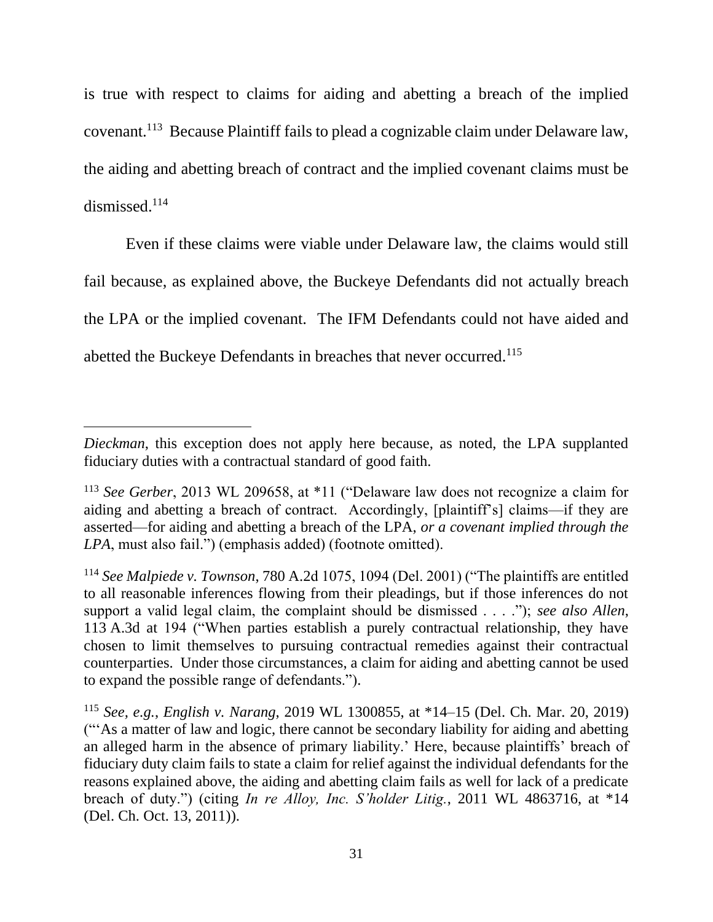is true with respect to claims for aiding and abetting a breach of the implied covenant.[113] Because Plaintiff fails to plead a cognizable claim under Delaware law, the aiding and abetting breach of contract and the implied covenant claims must be dismissed.[114]

Even if these claims were viable under Delaware law, the claims would still fail because, as explained above, the Buckeye Defendants did not actually breach the LPA or the implied covenant. The IFM Defendants could not have aided and abetted the Buckeye Defendants in breaches that never occurred.[115]

---

*Dieckman*, this exception does not apply here because, as noted, the LPA supplanted fiduciary duties with a contractual standard of good faith.

[113] *See Gerber*, 2013 WL 209658, at *11 ("Delaware law does not recognize a claim for aiding and abetting a breach of contract. Accordingly, [plaintiff's] claims—if they are asserted—for aiding and abetting a breach of the LPA, *or a covenant implied through the LPA*, must also fail.") (emphasis added) (footnote omitted).

[114] *See Malpiede v. Townson*, 780 A.2d 1075, 1094 (Del. 2001) ("The plaintiffs are entitled to all reasonable inferences flowing from their pleadings, but if those inferences do not support a valid legal claim, the complaint should be dismissed . . . ."); *see also Allen*, 113 A.3d at 194 ("When parties establish a purely contractual relationship, they have chosen to limit themselves to pursuing contractual remedies against their contractual counterparties. Under those circumstances, a claim for aiding and abetting cannot be used to expand the possible range of defendants.").

[115] *See, e.g.*, *English v. Narang*, 2019 WL 1300855, at *14–15 (Del. Ch. Mar. 20, 2019) ("'As a matter of law and logic, there cannot be secondary liability for aiding and abetting an alleged harm in the absence of primary liability.' Here, because plaintiffs' breach of fiduciary duty claim fails to state a claim for relief against the individual defendants for the reasons explained above, the aiding and abetting claim fails as well for lack of a predicate breach of duty.") (citing *In re Alloy, Inc. S'holder Litig.*, 2011 WL 4863716, at *14 (Del. Ch. Oct. 13, 2011)).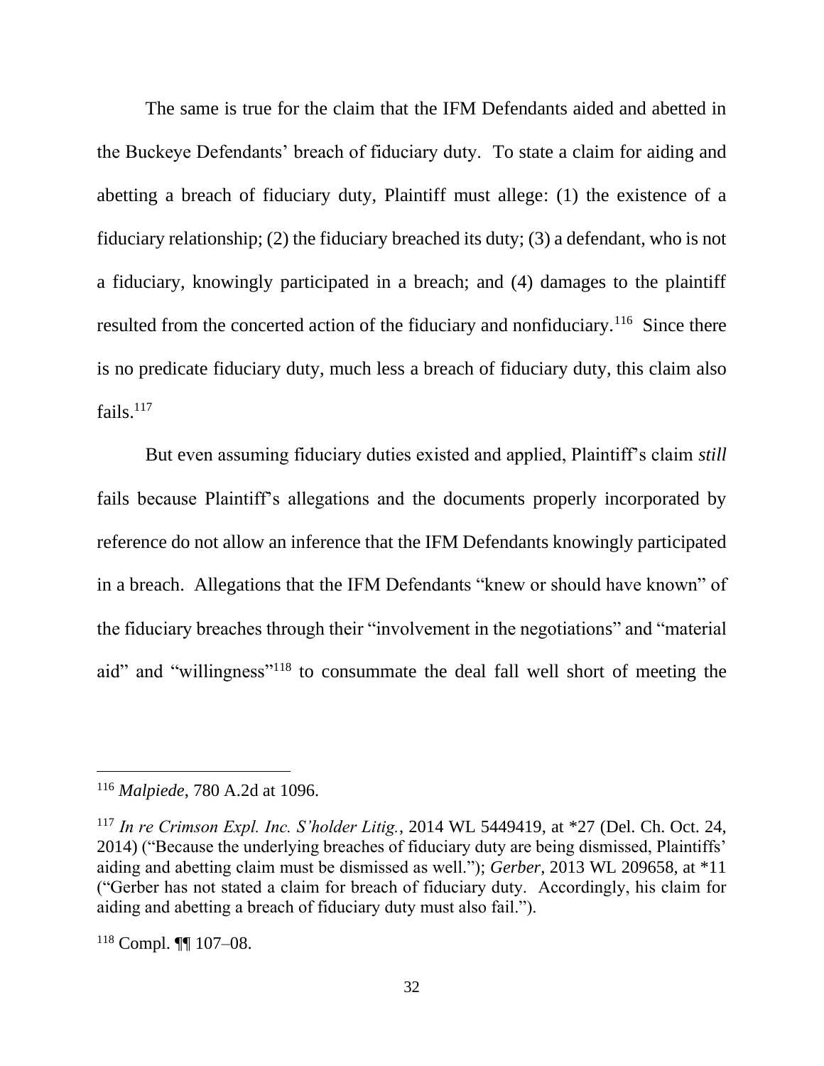The same is true for the claim that the IFM Defendants aided and abetted in the Buckeye Defendants' breach of fiduciary duty. To state a claim for aiding and abetting a breach of fiduciary duty, Plaintiff must allege: (1) the existence of a fiduciary relationship; (2) the fiduciary breached its duty; (3) a defendant, who is not a fiduciary, knowingly participated in a breach; and (4) damages to the plaintiff resulted from the concerted action of the fiduciary and nonfiduciary.[116] Since there is no predicate fiduciary duty, much less a breach of fiduciary duty, this claim also fails.[117]

But even assuming fiduciary duties existed and applied, Plaintiff's claim *still* fails because Plaintiff's allegations and the documents properly incorporated by reference do not allow an inference that the IFM Defendants knowingly participated in a breach. Allegations that the IFM Defendants "knew or should have known" of the fiduciary breaches through their "involvement in the negotiations" and "material aid" and "willingness"[118] to consummate the deal fall well short of meeting the

---

[116] *Malpiede*, 780 A.2d at 1096.

[117] *In re Crimson Expl. Inc. S'holder Litig.*, 2014 WL 5449419, at *27 (Del. Ch. Oct. 24, 2014) ("Because the underlying breaches of fiduciary duty are being dismissed, Plaintiffs' aiding and abetting claim must be dismissed as well."); *Gerber*, 2013 WL 209658, at *11 ("Gerber has not stated a claim for breach of fiduciary duty. Accordingly, his claim for aiding and abetting a breach of fiduciary duty must also fail.").

[118] Compl. ¶¶ 107–08.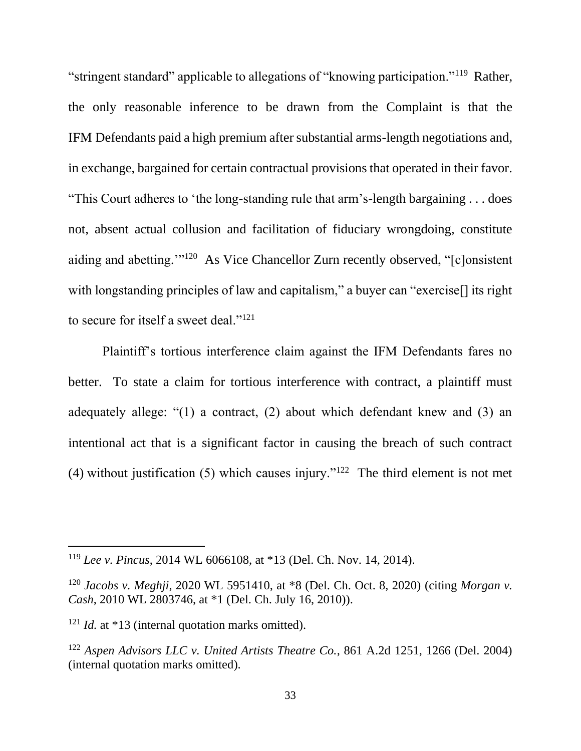"stringent standard" applicable to allegations of "knowing participation."[119] Rather, the only reasonable inference to be drawn from the Complaint is that the IFM Defendants paid a high premium after substantial arms-length negotiations and, in exchange, bargained for certain contractual provisions that operated in their favor. "This Court adheres to 'the long-standing rule that arm's-length bargaining . . . does not, absent actual collusion and facilitation of fiduciary wrongdoing, constitute aiding and abetting.'"[120] As Vice Chancellor Zurn recently observed, "[c]onsistent with longstanding principles of law and capitalism," a buyer can "exercise[] its right to secure for itself a sweet deal."[121]

Plaintiff's tortious interference claim against the IFM Defendants fares no better. To state a claim for tortious interference with contract, a plaintiff must adequately allege: "(1) a contract, (2) about which defendant knew and (3) an intentional act that is a significant factor in causing the breach of such contract (4) without justification (5) which causes injury."[122] The third element is not met

---

[119] *Lee v. Pincus*, 2014 WL 6066108, at *13 (Del. Ch. Nov. 14, 2014).

[120] *Jacobs v. Meghji*, 2020 WL 5951410, at *8 (Del. Ch. Oct. 8, 2020) (citing *Morgan v. Cash*, 2010 WL 2803746, at *1 (Del. Ch. July 16, 2010)).

[121] *Id.* at *13 (internal quotation marks omitted).

[122] *Aspen Advisors LLC v. United Artists Theatre Co.*, 861 A.2d 1251, 1266 (Del. 2004) (internal quotation marks omitted).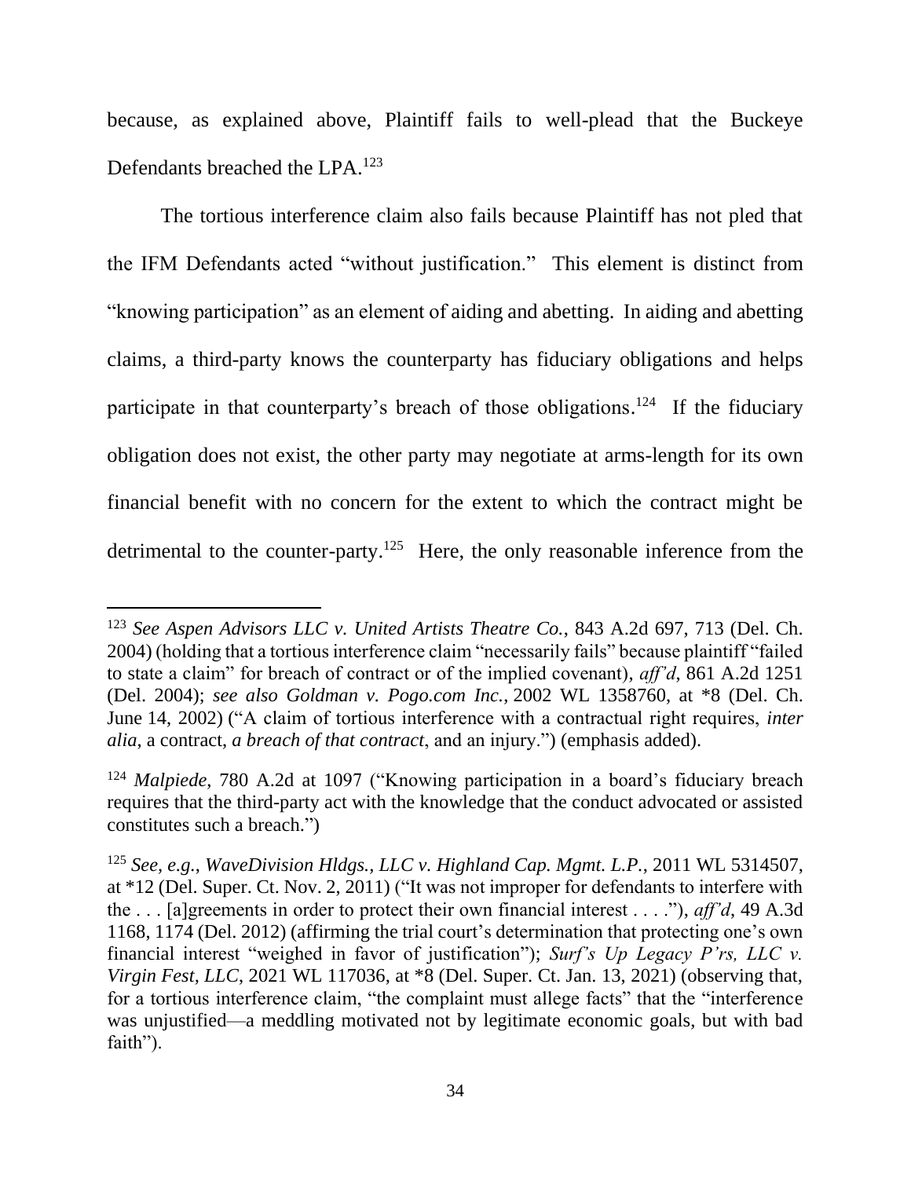because, as explained above, Plaintiff fails to well-plead that the Buckeye Defendants breached the LPA.[123]

The tortious interference claim also fails because Plaintiff has not pled that the IFM Defendants acted "without justification." This element is distinct from "knowing participation" as an element of aiding and abetting. In aiding and abetting claims, a third-party knows the counterparty has fiduciary obligations and helps participate in that counterparty's breach of those obligations.[124] If the fiduciary obligation does not exist, the other party may negotiate at arms-length for its own financial benefit with no concern for the extent to which the contract might be detrimental to the counter-party.[125] Here, the only reasonable inference from the

---

[123] *See Aspen Advisors LLC v. United Artists Theatre Co.*, 843 A.2d 697, 713 (Del. Ch. 2004) (holding that a tortious interference claim "necessarily fails" because plaintiff "failed to state a claim" for breach of contract or of the implied covenant), *aff'd*, 861 A.2d 1251 (Del. 2004); *see also Goldman v. Pogo.com Inc.*, 2002 WL 1358760, at *8 (Del. Ch. June 14, 2002) ("A claim of tortious interference with a contractual right requires, *inter alia*, a contract, *a breach of that contract*, and an injury.") (emphasis added).

[124] *Malpiede*, 780 A.2d at 1097 ("Knowing participation in a board's fiduciary breach requires that the third-party act with the knowledge that the conduct advocated or assisted constitutes such a breach.")

[125] *See, e.g.*, *WaveDivision Hldgs., LLC v. Highland Cap. Mgmt. L.P.*, 2011 WL 5314507, at *12 (Del. Super. Ct. Nov. 2, 2011) ("It was not improper for defendants to interfere with the . . . [a]greements in order to protect their own financial interest . . . ."), *aff'd*, 49 A.3d 1168, 1174 (Del. 2012) (affirming the trial court's determination that protecting one's own financial interest "weighed in favor of justification"); *Surf's Up Legacy P'rs, LLC v. Virgin Fest, LLC*, 2021 WL 117036, at *8 (Del. Super. Ct. Jan. 13, 2021) (observing that, for a tortious interference claim, "the complaint must allege facts" that the "interference was unjustified—a meddling motivated not by legitimate economic goals, but with bad faith").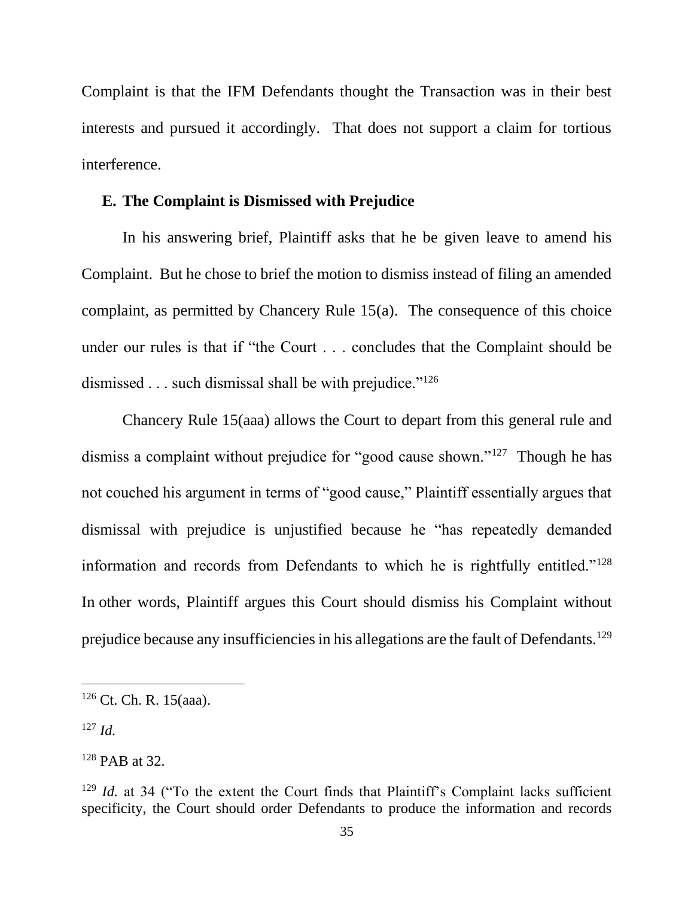Complaint is that the IFM Defendants thought the Transaction was in their best interests and pursued it accordingly. That does not support a claim for tortious interference.

### E. The Complaint is Dismissed with Prejudice

In his answering brief, Plaintiff asks that he be given leave to amend his Complaint. But he chose to brief the motion to dismiss instead of filing an amended complaint, as permitted by Chancery Rule 15(a). The consequence of this choice under our rules is that if "the Court . . . concludes that the Complaint should be dismissed . . . such dismissal shall be with prejudice."[126]

Chancery Rule 15(aaa) allows the Court to depart from this general rule and dismiss a complaint without prejudice for "good cause shown."[127] Though he has not couched his argument in terms of "good cause," Plaintiff essentially argues that dismissal with prejudice is unjustified because he "has repeatedly demanded information and records from Defendants to which he is rightfully entitled."[128] In other words, Plaintiff argues this Court should dismiss his Complaint without prejudice because any insufficiencies in his allegations are the fault of Defendants.[129]

---

[126] Ct. Ch. R. 15(aaa).

[127] *Id.*

[128] PAB at 32.

[129] *Id.* at 34 ("To the extent the Court finds that Plaintiff's Complaint lacks sufficient specificity, the Court should order Defendants to produce the information and records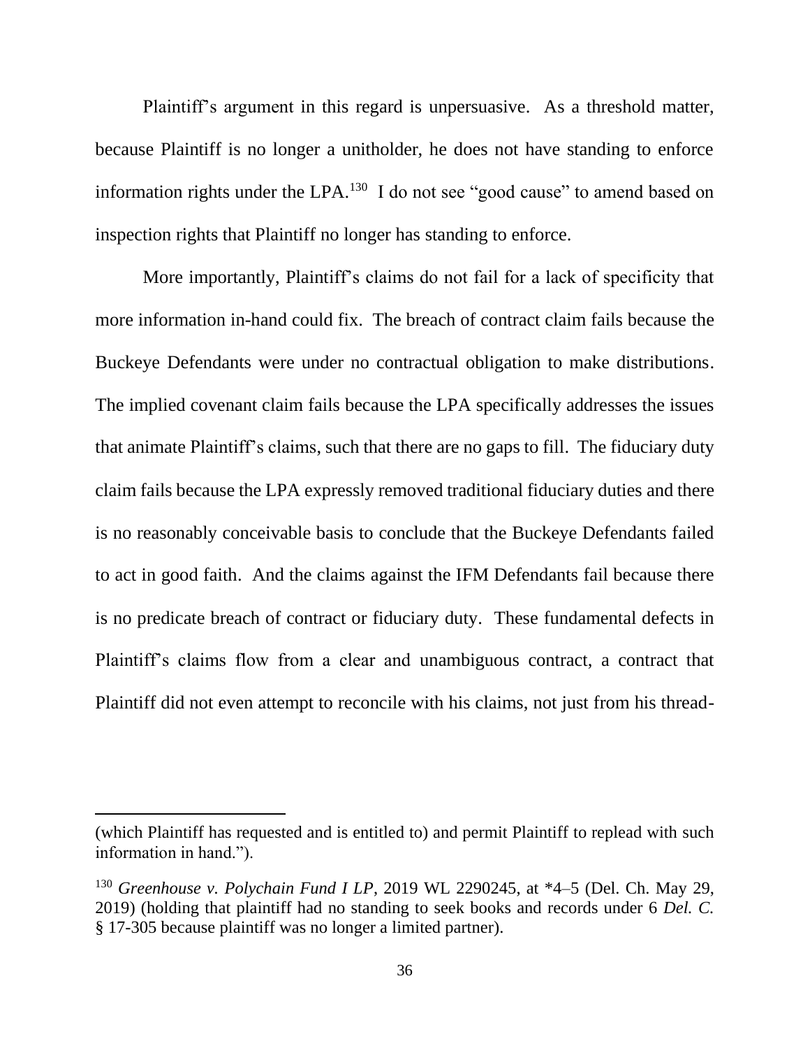Plaintiff's argument in this regard is unpersuasive. As a threshold matter, because Plaintiff is no longer a unitholder, he does not have standing to enforce information rights under the LPA.[130] I do not see "good cause" to amend based on inspection rights that Plaintiff no longer has standing to enforce.

More importantly, Plaintiff's claims do not fail for a lack of specificity that more information in-hand could fix. The breach of contract claim fails because the Buckeye Defendants were under no contractual obligation to make distributions. The implied covenant claim fails because the LPA specifically addresses the issues that animate Plaintiff's claims, such that there are no gaps to fill. The fiduciary duty claim fails because the LPA expressly removed traditional fiduciary duties and there is no reasonably conceivable basis to conclude that the Buckeye Defendants failed to act in good faith. And the claims against the IFM Defendants fail because there is no predicate breach of contract or fiduciary duty. These fundamental defects in Plaintiff's claims flow from a clear and unambiguous contract, a contract that Plaintiff did not even attempt to reconcile with his claims, not just from his thread-

---

(which Plaintiff has requested and is entitled to) and permit Plaintiff to replead with such information in hand.").

[130] *Greenhouse v. Polychain Fund I LP*, 2019 WL 2290245, at *4–5 (Del. Ch. May 29, 2019) (holding that plaintiff had no standing to seek books and records under 6 *Del. C.* § 17-305 because plaintiff was no longer a limited partner).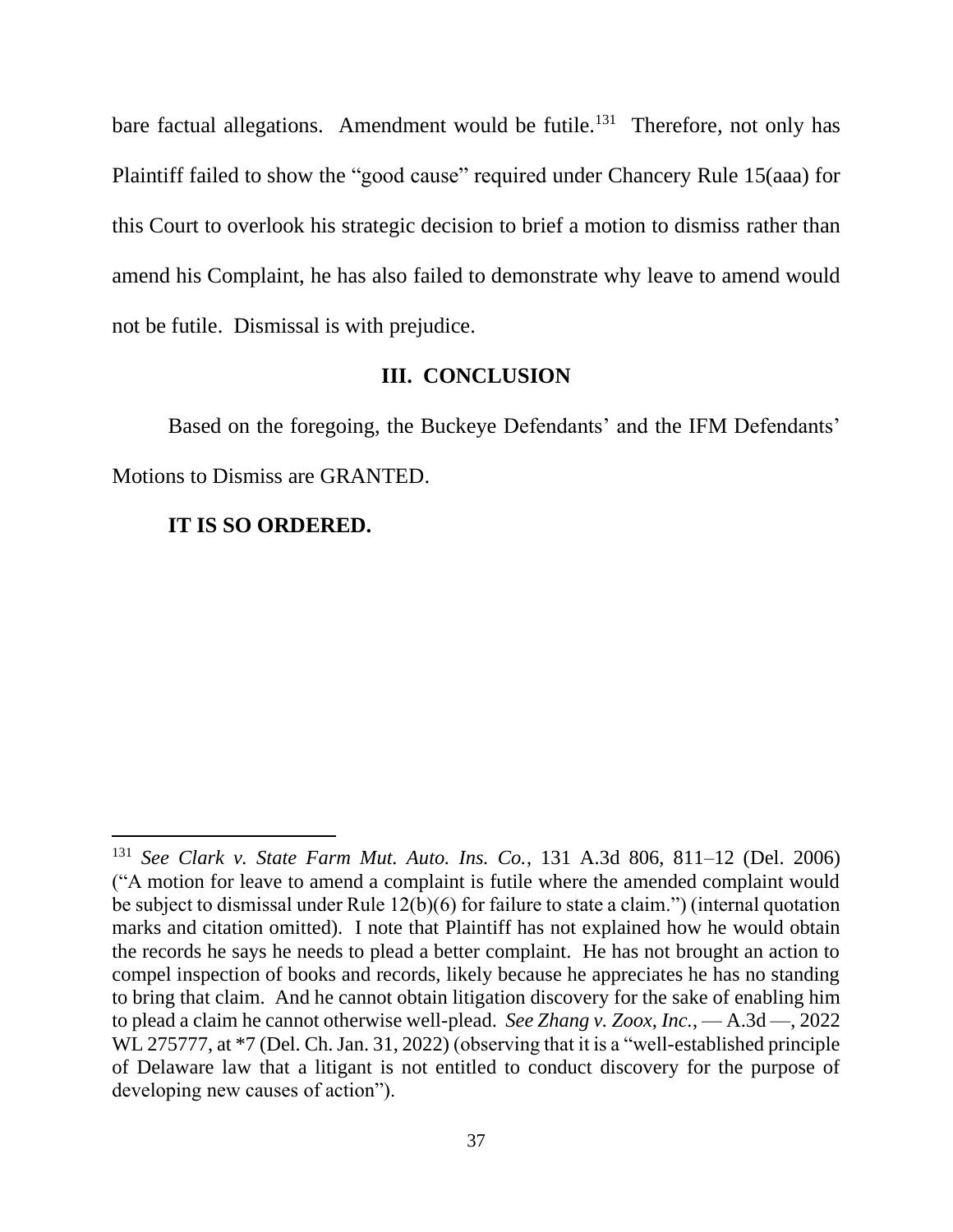bare factual allegations. Amendment would be futile.[131] Therefore, not only has Plaintiff failed to show the "good cause" required under Chancery Rule 15(aaa) for this Court to overlook his strategic decision to brief a motion to dismiss rather than amend his Complaint, he has also failed to demonstrate why leave to amend would not be futile. Dismissal is with prejudice.

## III. CONCLUSION

Based on the foregoing, the Buckeye Defendants' and the IFM Defendants' Motions to Dismiss are GRANTED.

**IT IS SO ORDERED.**

---

[131] *See Clark v. State Farm Mut. Auto. Ins. Co.*, 131 A.3d 806, 811–12 (Del. 2006) ("A motion for leave to amend a complaint is futile where the amended complaint would be subject to dismissal under Rule 12(b)(6) for failure to state a claim.") (internal quotation marks and citation omitted). I note that Plaintiff has not explained how he would obtain the records he says he needs to plead a better complaint. He has not brought an action to compel inspection of books and records, likely because he appreciates he has no standing to bring that claim. And he cannot obtain litigation discovery for the sake of enabling him to plead a claim he cannot otherwise well-plead. *See Zhang v. Zoox, Inc.*, — A.3d —, 2022 WL 275777, at *7 (Del. Ch. Jan. 31, 2022) (observing that it is a "well-established principle of Delaware law that a litigant is not entitled to conduct discovery for the purpose of developing new causes of action").